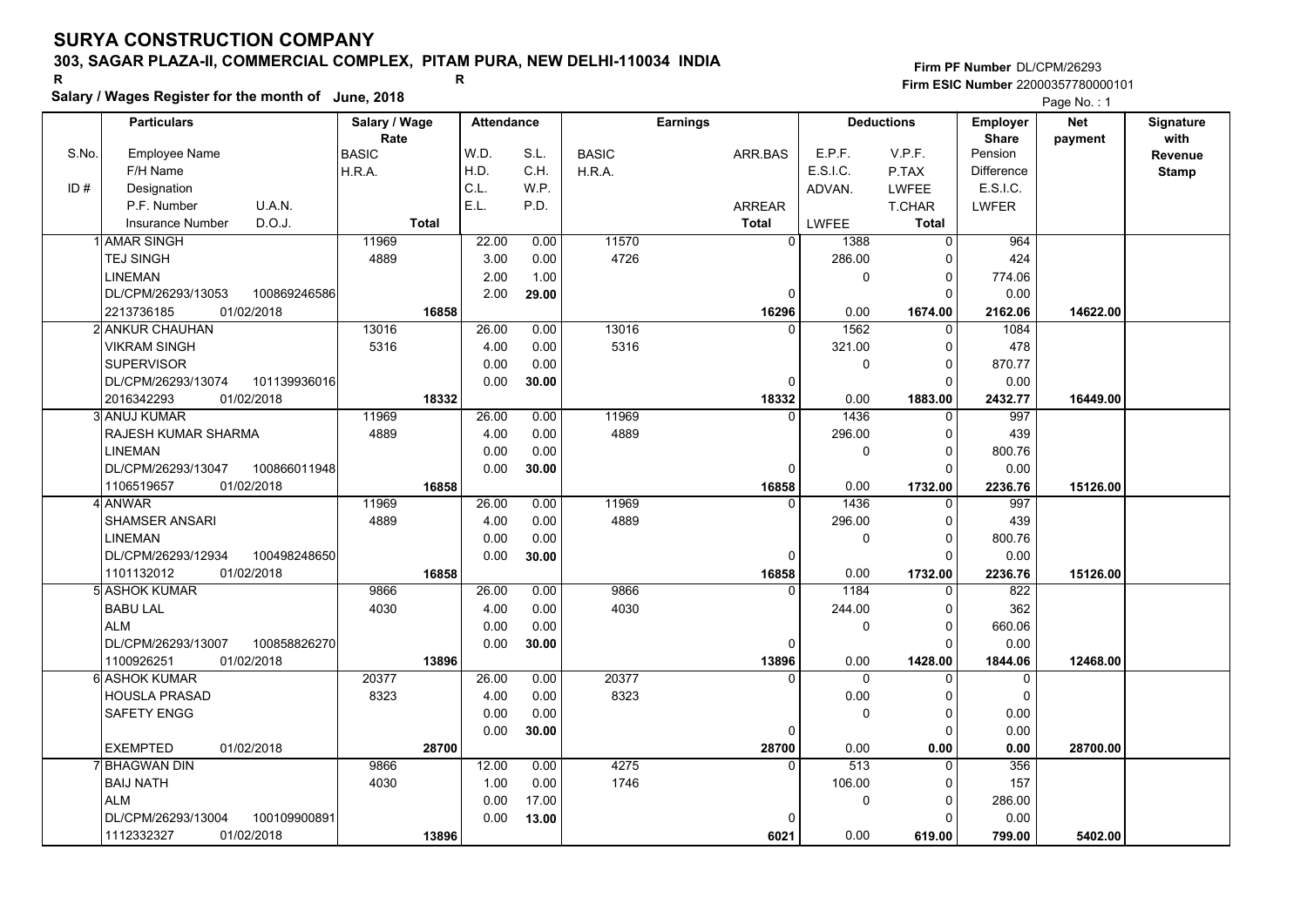# SURYA CONSTRUCTION COMPANY

## 303, SAGAR PLAZA-II, COMMERCIAL COMPLEX, PITAM PURA, NEW DELHI-110034 INDIA

R R

**Salary / Wages Register for the month of June, 2018**

**Firm PF Number** DL/CPM/26293
**Firm ESIC Number** 22000357780000101

Page No. : 1

| S.No. | Particulars: Employee Name / F/H Name / Designation / P.F. Number, U.A.N. / Insurance Number, D.O.J. | Salary / Wage Rate: BASIC / H.R.A. / Total | Attendance: W.D. / H.D. / C.L. / E.L. | Attendance: S.L. / C.H. / W.P. / P.D. | Earnings: BASIC / H.R.A. | Earnings: ARR.BAS / ARREAR / Total | Deductions: E.P.F. / E.S.I.C. / ADVAN. / LWFEE | Deductions: V.P.F. / P.TAX / LWFEE / T.CHAR / Total | Employer Share: Pension / Difference / E.S.I.C. / LWFER | Net payment | Signature with Revenue Stamp |
|---|---|---|---|---|---|---|---|---|---|---|---|
| 1 | AMAR SINGH<br>TEJ SINGH<br>LINEMAN<br>DL/CPM/26293/13053 100869246586<br>2213736185 01/02/2018 | 11969<br>4889<br><br><br>16858 | 22.00<br>3.00<br>2.00<br>2.00 | 0.00<br>0.00<br>1.00<br>29.00 | 11570<br>4726 | 0<br><br><br>0<br>16296 | 1388<br>286.00<br>0<br><br>0.00 | 0<br>0<br>0<br>0<br>1674.00 | 964<br>424<br>774.06<br>0.00<br>2162.06 | 14622.00 | |
| 2 | ANKUR CHAUHAN<br>VIKRAM SINGH<br>SUPERVISOR<br>DL/CPM/26293/13074 101139936016<br>2016342293 01/02/2018 | 13016<br>5316<br><br><br>18332 | 26.00<br>4.00<br>0.00<br>0.00 | 0.00<br>0.00<br>0.00<br>30.00 | 13016<br>5316 | 0<br><br><br>0<br>18332 | 1562<br>321.00<br>0<br><br>0.00 | 0<br>0<br>0<br>0<br>1883.00 | 1084<br>478<br>870.77<br>0.00<br>2432.77 | 16449.00 | |
| 3 | ANUJ KUMAR<br>RAJESH KUMAR SHARMA<br>LINEMAN<br>DL/CPM/26293/13047 100866011948<br>1106519657 01/02/2018 | 11969<br>4889<br><br><br>16858 | 26.00<br>4.00<br>0.00<br>0.00 | 0.00<br>0.00<br>0.00<br>30.00 | 11969<br>4889 | 0<br><br><br>0<br>16858 | 1436<br>296.00<br>0<br><br>0.00 | 0<br>0<br>0<br>0<br>1732.00 | 997<br>439<br>800.76<br>0.00<br>2236.76 | 15126.00 | |
| 4 | ANWAR<br>SHAMSER ANSARI<br>LINEMAN<br>DL/CPM/26293/12934 100498248650<br>1101132012 01/02/2018 | 11969<br>4889<br><br><br>16858 | 26.00<br>4.00<br>0.00<br>0.00 | 0.00<br>0.00<br>0.00<br>30.00 | 11969<br>4889 | 0<br><br><br>0<br>16858 | 1436<br>296.00<br>0<br><br>0.00 | 0<br>0<br>0<br>0<br>1732.00 | 997<br>439<br>800.76<br>0.00<br>2236.76 | 15126.00 | |
| 5 | ASHOK KUMAR<br>BABU LAL<br>ALM<br>DL/CPM/26293/13007 100858826270<br>1100926251 01/02/2018 | 9866<br>4030<br><br><br>13896 | 26.00<br>4.00<br>0.00<br>0.00 | 0.00<br>0.00<br>0.00<br>30.00 | 9866<br>4030 | 0<br><br><br>0<br>13896 | 1184<br>244.00<br>0<br><br>0.00 | 0<br>0<br>0<br>0<br>1428.00 | 822<br>362<br>660.06<br>0.00<br>1844.06 | 12468.00 | |
| 6 | ASHOK KUMAR<br>HOUSLA PRASAD<br>SAFETY ENGG<br><br>EXEMPTED 01/02/2018 | 20377<br>8323<br><br><br>28700 | 26.00<br>4.00<br>0.00<br>0.00 | 0.00<br>0.00<br>0.00<br>30.00 | 20377<br>8323 | 0<br><br><br>0<br>28700 | 0<br>0.00<br>0<br><br>0.00 | 0<br>0<br>0<br>0<br>0.00 | 0<br>0<br>0.00<br>0.00<br>0.00 | 28700.00 | |
| 7 | BHAGWAN DIN<br>BAIJ NATH<br>ALM<br>DL/CPM/26293/13004 100109900891<br>1112332327 01/02/2018 | 9866<br>4030<br><br><br>13896 | 12.00<br>1.00<br>0.00<br>0.00 | 0.00<br>0.00<br>17.00<br>13.00 | 4275<br>1746 | 0<br><br><br>0<br>6021 | 513<br>106.00<br>0<br><br>0.00 | 0<br>0<br>0<br>0<br>619.00 | 356<br>157<br>286.00<br>0.00<br>799.00 | 5402.00 | |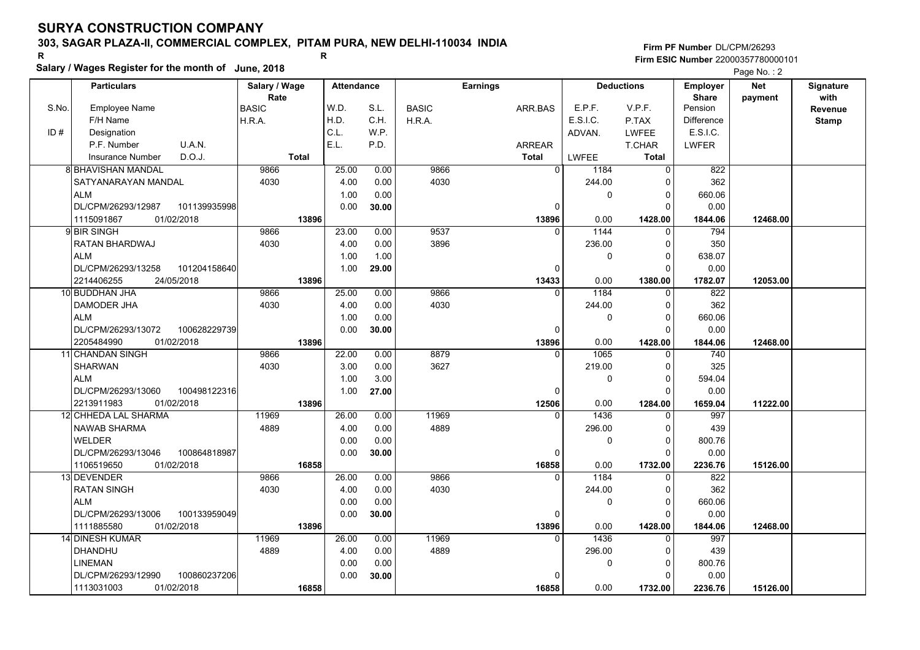# SURYA CONSTRUCTION COMPANY

## 303, SAGAR PLAZA-II, COMMERCIAL COMPLEX, PITAM PURA, NEW DELHI-110034 INDIA

R R

**Salary / Wages Register for the month of June, 2018**

**Firm PF Number** DL/CPM/26293
**Firm ESIC Number** 22000357780000101

| S.No. / ID # | Particulars: Employee Name / F/H Name / Designation / P.F. Number, U.A.N. / Insurance Number, D.O.J. | Salary / Wage Rate: BASIC / H.R.A. / Total | Attendance: W.D. / H.D. / C.L. / E.L. | Attendance: S.L. / C.H. / W.P. / P.D. | Earnings: BASIC / H.R.A. | Earnings: ARR.BAS / ARREAR / Total | Deductions: E.P.F. / E.S.I.C. / ADVAN. / LWFEE | Deductions: V.P.F. / P.TAX / LWFEE / T.CHAR / Total | Employer Share: Pension / Difference / E.S.I.C. / LWFER | Net payment | Signature with Revenue Stamp |
|---|---|---|---|---|---|---|---|---|---|---|---|
| 8 | BHAVISHAN MANDAL<br>SATYANARAYAN MANDAL<br>ALM<br>DL/CPM/26293/12987 101139935998<br>1115091867 01/02/2018 | 9866<br>4030<br>**13896** | 25.00<br>4.00<br>1.00<br>0.00 | 0.00<br>0.00<br>0.00<br>**30.00** | 9866<br>4030 | 0<br><br>0<br>**13896** | 1184<br>244.00<br>0<br>0.00 | 0<br>0<br>0<br>0<br>**1428.00** | 822<br>362<br>660.06<br>0.00<br>**1844.06** | **12468.00** | |
| 9 | BIR SINGH<br>RATAN BHARDWAJ<br>ALM<br>DL/CPM/26293/13258 101204158640<br>2214406255 24/05/2018 | 9866<br>4030<br>**13896** | 23.00<br>4.00<br>1.00<br>1.00 | 0.00<br>0.00<br>1.00<br>**29.00** | 9537<br>3896 | 0<br><br>0<br>**13433** | 1144<br>236.00<br>0<br>0.00 | 0<br>0<br>0<br>0<br>**1380.00** | 794<br>350<br>638.07<br>0.00<br>**1782.07** | **12053.00** | |
| 10 | BUDDHAN JHA<br>DAMODER JHA<br>ALM<br>DL/CPM/26293/13072 100628229739<br>2205484990 01/02/2018 | 9866<br>4030<br>**13896** | 25.00<br>4.00<br>1.00<br>0.00 | 0.00<br>0.00<br>0.00<br>**30.00** | 9866<br>4030 | 0<br><br>0<br>**13896** | 1184<br>244.00<br>0<br>0.00 | 0<br>0<br>0<br>0<br>**1428.00** | 822<br>362<br>660.06<br>0.00<br>**1844.06** | **12468.00** | |
| 11 | CHANDAN SINGH<br>SHARWAN<br>ALM<br>DL/CPM/26293/13060 100498122316<br>2213911983 01/02/2018 | 9866<br>4030<br>**13896** | 22.00<br>3.00<br>1.00<br>1.00 | 0.00<br>0.00<br>3.00<br>**27.00** | 8879<br>3627 | 0<br><br>0<br>**12506** | 1065<br>219.00<br>0<br>0.00 | 0<br>0<br>0<br>0<br>**1284.00** | 740<br>325<br>594.04<br>0.00<br>**1659.04** | **11222.00** | |
| 12 | CHHEDA LAL SHARMA<br>NAWAB SHARMA<br>WELDER<br>DL/CPM/26293/13046 100864818987<br>1106519650 01/02/2018 | 11969<br>4889<br>**16858** | 26.00<br>4.00<br>0.00<br>0.00 | 0.00<br>0.00<br>0.00<br>**30.00** | 11969<br>4889 | 0<br><br>0<br>**16858** | 1436<br>296.00<br>0<br>0.00 | 0<br>0<br>0<br>0<br>**1732.00** | 997<br>439<br>800.76<br>0.00<br>**2236.76** | **15126.00** | |
| 13 | DEVENDER<br>RATAN SINGH<br>ALM<br>DL/CPM/26293/13006 100133959049<br>1111885580 01/02/2018 | 9866<br>4030<br>**13896** | 26.00<br>4.00<br>0.00<br>0.00 | 0.00<br>0.00<br>0.00<br>**30.00** | 9866<br>4030 | 0<br><br>0<br>**13896** | 1184<br>244.00<br>0<br>0.00 | 0<br>0<br>0<br>0<br>**1428.00** | 822<br>362<br>660.06<br>0.00<br>**1844.06** | **12468.00** | |
| 14 | DINESH KUMAR<br>DHANDHU<br>LINEMAN<br>DL/CPM/26293/12990 100860237206<br>1113031003 01/02/2018 | 11969<br>4889<br>**16858** | 26.00<br>4.00<br>0.00<br>0.00 | 0.00<br>0.00<br>0.00<br>**30.00** | 11969<br>4889 | 0<br><br>0<br>**16858** | 1436<br>296.00<br>0<br>0.00 | 0<br>0<br>0<br>0<br>**1732.00** | 997<br>439<br>800.76<br>0.00<br>**2236.76** | **15126.00** | |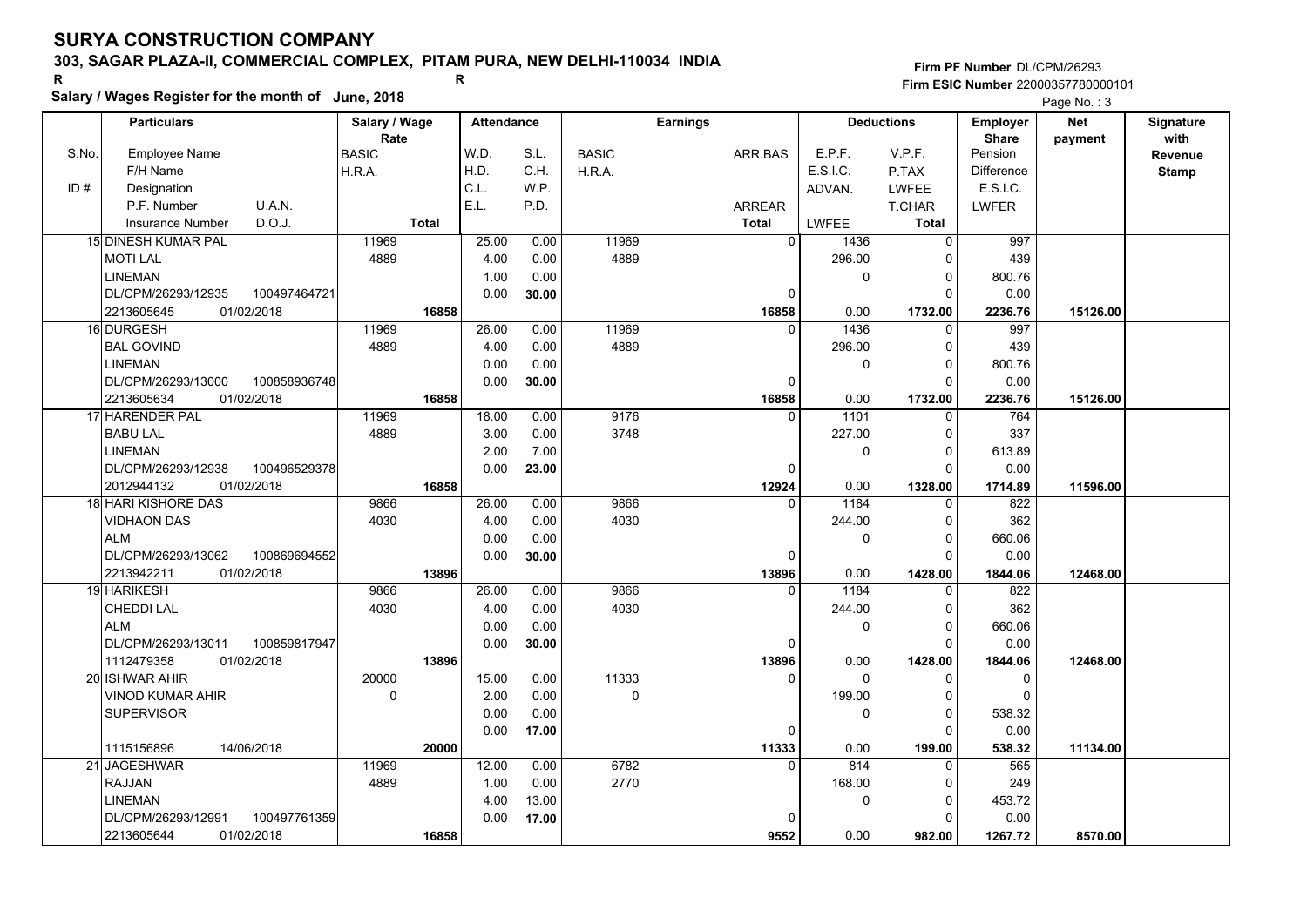# SURYA CONSTRUCTION COMPANY

## 303, SAGAR PLAZA-II, COMMERCIAL COMPLEX, PITAM PURA, NEW DELHI-110034 INDIA

R R

**Salary / Wages Register for the month of June, 2018**

**Firm PF Number** DL/CPM/26293
**Firm ESIC Number** 22000357780000101

| S.No. / ID # | Particulars (Employee Name / F/H Name / Designation / P.F. Number / U.A.N. / Insurance Number / D.O.J.) | Salary / Wage Rate (BASIC / H.R.A. / Total) | Attendance (W.D. / S.L. / H.D. / C.H. / C.L. / W.P. / E.L. / P.D.) | Earnings (BASIC / H.R.A. / ARR.BAS / ARREAR / Total) | Deductions (E.P.F. / V.P.F. / E.S.I.C. / P.TAX / ADVAN. / LWFEE / T.CHAR / LWFEE / Total) | Employer Share (Pension / Difference / E.S.I.C. / LWFER) | Net payment | Signature with Revenue Stamp |
|---|---|---|---|---|---|---|---|---|
| 15 | DINESH KUMAR PAL / MOTI LAL / LINEMAN / DL/CPM/26293/12935 / 100497464721 / 2213605645 / 01/02/2018 | 11969 / 4889 / 16858 | W.D. 25.00, S.L. 0.00 / H.D. 4.00, C.H. 0.00 / C.L. 1.00, W.P. 0.00 / E.L. 0.00, P.D. 30.00 | BASIC 11969 / H.R.A. 4889 / ARR.BAS 0 / ARREAR 0 / Total 16858 | E.P.F. 1436, V.P.F. 0 / E.S.I.C. 296.00, P.TAX 0 / ADVAN. 0, LWFEE 0 / T.CHAR 0 / LWFEE 0.00, Total 1732.00 | 997 / 439 / 800.76 / 0.00 / 2236.76 | 15126.00 | |
| 16 | DURGESH / BAL GOVIND / LINEMAN / DL/CPM/26293/13000 / 100858936748 / 2213605634 / 01/02/2018 | 11969 / 4889 / 16858 | W.D. 26.00, S.L. 0.00 / H.D. 4.00, C.H. 0.00 / C.L. 0.00, W.P. 0.00 / E.L. 0.00, P.D. 30.00 | BASIC 11969 / H.R.A. 4889 / ARR.BAS 0 / ARREAR 0 / Total 16858 | E.P.F. 1436, V.P.F. 0 / E.S.I.C. 296.00, P.TAX 0 / ADVAN. 0, LWFEE 0 / T.CHAR 0 / LWFEE 0.00, Total 1732.00 | 997 / 439 / 800.76 / 0.00 / 2236.76 | 15126.00 | |
| 17 | HARENDER PAL / BABU LAL / LINEMAN / DL/CPM/26293/12938 / 100496529378 / 2012944132 / 01/02/2018 | 11969 / 4889 / 16858 | W.D. 18.00, S.L. 0.00 / H.D. 3.00, C.H. 0.00 / C.L. 2.00, W.P. 7.00 / E.L. 0.00, P.D. 23.00 | BASIC 9176 / H.R.A. 3748 / ARR.BAS 0 / ARREAR 0 / Total 12924 | E.P.F. 1101, V.P.F. 0 / E.S.I.C. 227.00, P.TAX 0 / ADVAN. 0, LWFEE 0 / T.CHAR 0 / LWFEE 0.00, Total 1328.00 | 764 / 337 / 613.89 / 0.00 / 1714.89 | 11596.00 | |
| 18 | HARI KISHORE DAS / VIDHAON DAS / ALM / DL/CPM/26293/13062 / 100869694552 / 2213942211 / 01/02/2018 | 9866 / 4030 / 13896 | W.D. 26.00, S.L. 0.00 / H.D. 4.00, C.H. 0.00 / C.L. 0.00, W.P. 0.00 / E.L. 0.00, P.D. 30.00 | BASIC 9866 / H.R.A. 4030 / ARR.BAS 0 / ARREAR 0 / Total 13896 | E.P.F. 1184, V.P.F. 0 / E.S.I.C. 244.00, P.TAX 0 / ADVAN. 0, LWFEE 0 / T.CHAR 0 / LWFEE 0.00, Total 1428.00 | 822 / 362 / 660.06 / 0.00 / 1844.06 | 12468.00 | |
| 19 | HARIKESH / CHEDDI LAL / ALM / DL/CPM/26293/13011 / 100859817947 / 1112479358 / 01/02/2018 | 9866 / 4030 / 13896 | W.D. 26.00, S.L. 0.00 / H.D. 4.00, C.H. 0.00 / C.L. 0.00, W.P. 0.00 / E.L. 0.00, P.D. 30.00 | BASIC 9866 / H.R.A. 4030 / ARR.BAS 0 / ARREAR 0 / Total 13896 | E.P.F. 1184, V.P.F. 0 / E.S.I.C. 244.00, P.TAX 0 / ADVAN. 0, LWFEE 0 / T.CHAR 0 / LWFEE 0.00, Total 1428.00 | 822 / 362 / 660.06 / 0.00 / 1844.06 | 12468.00 | |
| 20 | ISHWAR AHIR / VINOD KUMAR AHIR / SUPERVISOR / 1115156896 / 14/06/2018 | 20000 / 0 / 20000 | W.D. 15.00, S.L. 0.00 / H.D. 2.00, C.H. 0.00 / C.L. 0.00, W.P. 0.00 / E.L. 0.00, P.D. 17.00 | BASIC 11333 / H.R.A. 0 / ARR.BAS 0 / ARREAR 0 / Total 11333 | E.P.F. 0, V.P.F. 0 / E.S.I.C. 199.00, P.TAX 0 / ADVAN. 0, LWFEE 0 / T.CHAR 0 / LWFEE 0.00, Total 199.00 | 0 / 0 / 538.32 / 0.00 / 538.32 | 11134.00 | |
| 21 | JAGESHWAR / RAJJAN / LINEMAN / DL/CPM/26293/12991 / 100497761359 / 2213605644 / 01/02/2018 | 11969 / 4889 / 16858 | W.D. 12.00, S.L. 0.00 / H.D. 1.00, C.H. 0.00 / C.L. 4.00, W.P. 13.00 / E.L. 0.00, P.D. 17.00 | BASIC 6782 / H.R.A. 2770 / ARR.BAS 0 / ARREAR 0 / Total 9552 | E.P.F. 814, V.P.F. 0 / E.S.I.C. 168.00, P.TAX 0 / ADVAN. 0, LWFEE 0 / T.CHAR 0 / LWFEE 0.00, Total 982.00 | 565 / 249 / 453.72 / 0.00 / 1267.72 | 8570.00 | |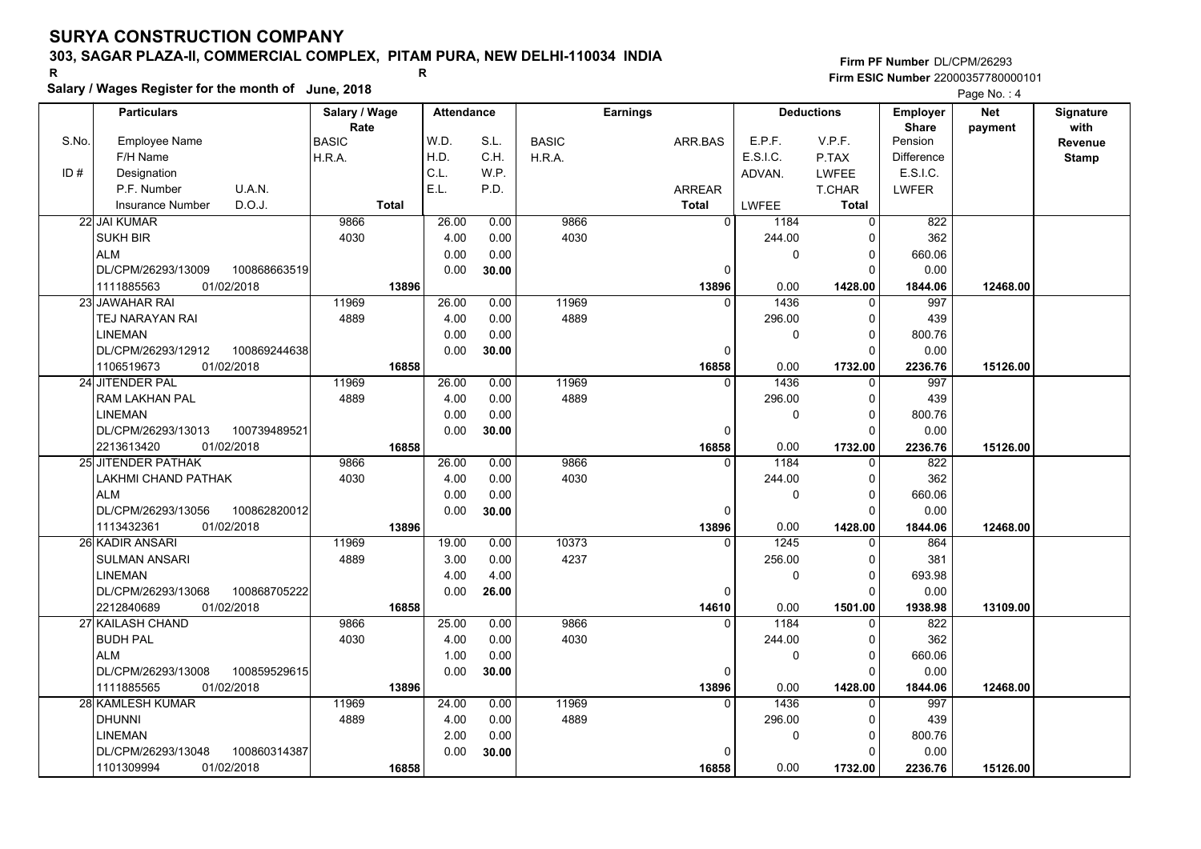# SURYA CONSTRUCTION COMPANY

## 303, SAGAR PLAZA-II, COMMERCIAL COMPLEX, PITAM PURA, NEW DELHI-110034 INDIA

R R

**Salary / Wages Register for the month of June, 2018**

Firm PF Number DL/CPM/26293
Firm ESIC Number 22000357780000101

| S.No. | Particulars | Salary / Wage Rate | Attendance | | Earnings | | Deductions | | Employer Share | Net payment | Signature with Revenue Stamp |
|---|---|---|---|---|---|---|---|---|---|---|---|
| S.No. / ID # | Employee Name / F/H Name / Designation / P.F. Number U.A.N. / Insurance Number D.O.J. | BASIC / H.R.A. / Total | W.D. / H.D. / C.L. / E.L. | S.L. / C.H. / W.P. / P.D. | BASIC / H.R.A. | ARR.BAS / ARREAR / Total | E.P.F. / E.S.I.C. / ADVAN. / LWFEE | V.P.F. / P.TAX / LWFEE / T.CHAR / Total | Pension / Difference / E.S.I.C. / LWFER | | |
| 22 | JAI KUMAR / SUKH BIR / ALM / DL/CPM/26293/13009 100868663519 / 1111885563 01/02/2018 | 9866 / 4030 / 13896 | 26.00 / 4.00 / 0.00 / 0.00 | 0.00 / 0.00 / 0.00 / 30.00 | 9866 / 4030 | 0 / 0 / 13896 | 1184 / 244.00 / 0 / 0.00 | 0 / 0 / 0 / 0 / 1428.00 | 822 / 362 / 660.06 / 0.00 / 1844.06 | 12468.00 | |
| 23 | JAWAHAR RAI / TEJ NARAYAN RAI / LINEMAN / DL/CPM/26293/12912 100869244638 / 1106519673 01/02/2018 | 11969 / 4889 / 16858 | 26.00 / 4.00 / 0.00 / 0.00 | 0.00 / 0.00 / 0.00 / 30.00 | 11969 / 4889 | 0 / 0 / 16858 | 1436 / 296.00 / 0 / 0.00 | 0 / 0 / 0 / 0 / 1732.00 | 997 / 439 / 800.76 / 0.00 / 2236.76 | 15126.00 | |
| 24 | JITENDER PAL / RAM LAKHAN PAL / LINEMAN / DL/CPM/26293/13013 100739489521 / 2213613420 01/02/2018 | 11969 / 4889 / 16858 | 26.00 / 4.00 / 0.00 / 0.00 | 0.00 / 0.00 / 0.00 / 30.00 | 11969 / 4889 | 0 / 0 / 16858 | 1436 / 296.00 / 0 / 0.00 | 0 / 0 / 0 / 0 / 1732.00 | 997 / 439 / 800.76 / 0.00 / 2236.76 | 15126.00 | |
| 25 | JITENDER PATHAK / LAKHMI CHAND PATHAK / ALM / DL/CPM/26293/13056 100862820012 / 1113432361 01/02/2018 | 9866 / 4030 / 13896 | 26.00 / 4.00 / 0.00 / 0.00 | 0.00 / 0.00 / 0.00 / 30.00 | 9866 / 4030 | 0 / 0 / 13896 | 1184 / 244.00 / 0 / 0.00 | 0 / 0 / 0 / 0 / 1428.00 | 822 / 362 / 660.06 / 0.00 / 1844.06 | 12468.00 | |
| 26 | KADIR ANSARI / SULMAN ANSARI / LINEMAN / DL/CPM/26293/13068 100868705222 / 2212840689 01/02/2018 | 11969 / 4889 / 16858 | 19.00 / 3.00 / 4.00 / 0.00 | 0.00 / 0.00 / 4.00 / 26.00 | 10373 / 4237 | 0 / 0 / 14610 | 1245 / 256.00 / 0 / 0.00 | 0 / 0 / 0 / 0 / 1501.00 | 864 / 381 / 693.98 / 0.00 / 1938.98 | 13109.00 | |
| 27 | KAILASH CHAND / BUDH PAL / ALM / DL/CPM/26293/13008 100859529615 / 1111885565 01/02/2018 | 9866 / 4030 / 13896 | 25.00 / 4.00 / 1.00 / 0.00 | 0.00 / 0.00 / 0.00 / 30.00 | 9866 / 4030 | 0 / 0 / 13896 | 1184 / 244.00 / 0 / 0.00 | 0 / 0 / 0 / 0 / 1428.00 | 822 / 362 / 660.06 / 0.00 / 1844.06 | 12468.00 | |
| 28 | KAMLESH KUMAR / DHUNNI / LINEMAN / DL/CPM/26293/13048 100860314387 / 1101309994 01/02/2018 | 11969 / 4889 / 16858 | 24.00 / 4.00 / 2.00 / 0.00 | 0.00 / 0.00 / 0.00 / 30.00 | 11969 / 4889 | 0 / 0 / 16858 | 1436 / 296.00 / 0 / 0.00 | 0 / 0 / 0 / 0 / 1732.00 | 997 / 439 / 800.76 / 0.00 / 2236.76 | 15126.00 | |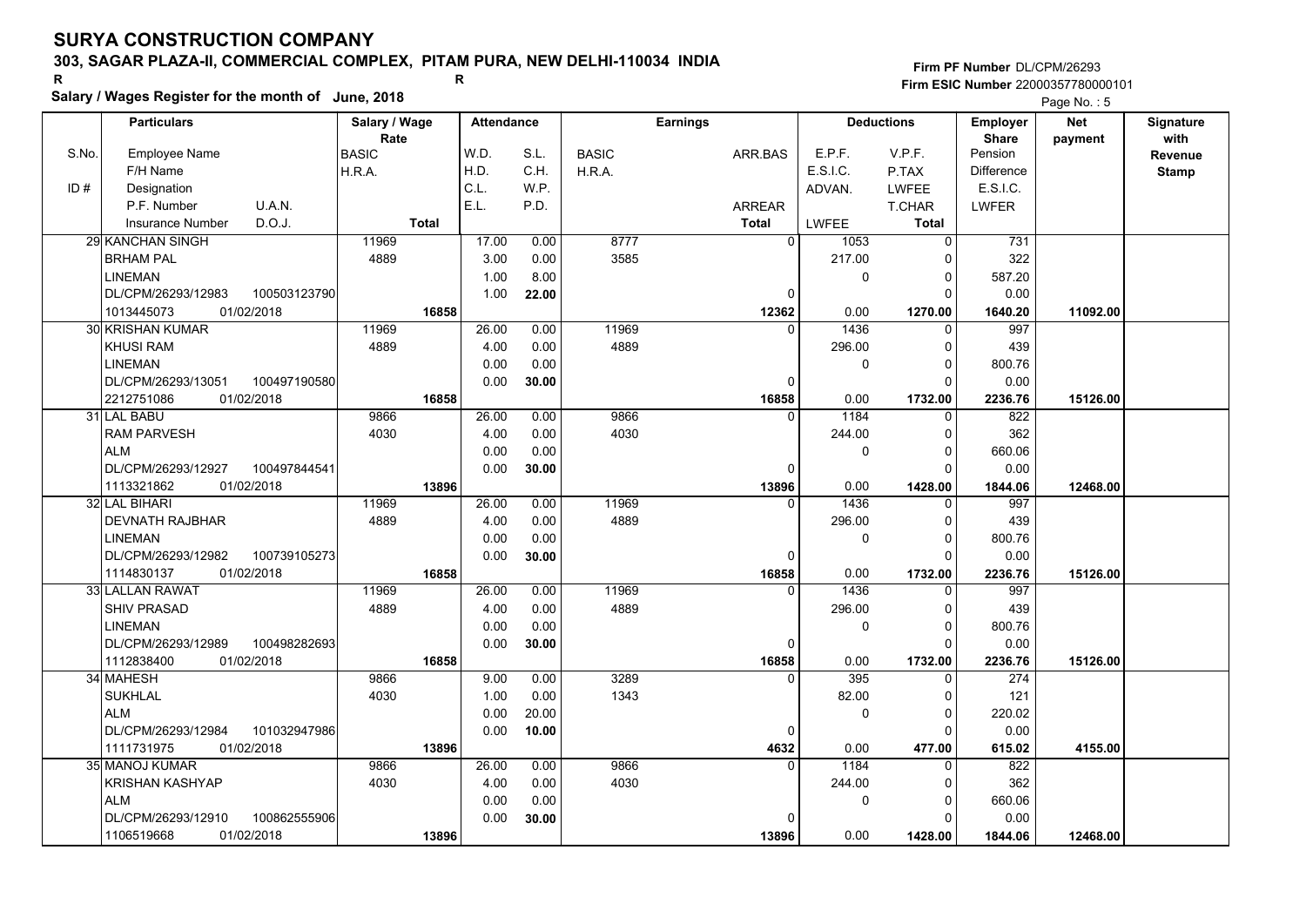# SURYA CONSTRUCTION COMPANY

## 303, SAGAR PLAZA-II, COMMERCIAL COMPLEX, PITAM PURA, NEW DELHI-110034 INDIA

R R

**Salary / Wages Register for the month of June, 2018**

Firm PF Number DL/CPM/26293

Firm ESIC Number 22000357780000101

| S.No. / ID # | Particulars: Employee Name / F/H Name / Designation / P.F. Number, U.A.N. / Insurance Number, D.O.J. | Salary / Wage Rate: BASIC / H.R.A. / Total | Attendance: W.D. / H.D. / C.L. / E.L. | Attendance: S.L. / C.H. / W.P. / P.D. | Earnings: BASIC / H.R.A. | Earnings: ARR.BAS / ARREAR / Total | Deductions: E.P.F. / E.S.I.C. / ADVAN. / LWFEE | Deductions: V.P.F. / P.TAX / LWFEE / T.CHAR / Total | Employer Share: Pension / Difference / E.S.I.C. / LWFER | Net payment | Signature with Revenue Stamp |
|---|---|---|---|---|---|---|---|---|---|---|---|
| 29 | KANCHAN SINGH | 11969 | 17.00 | 0.00 | 8777 | 0 | 1053 | 0 | 731 | | |
| | BRHAM PAL | 4889 | 3.00 | 0.00 | 3585 | | 217.00 | 0 | 322 | | |
| | LINEMAN | | 1.00 | 8.00 | | | 0 | 0 | 587.20 | | |
| | DL/CPM/26293/12983 100503123790 | | 1.00 | 22.00 | | 0 | | 0 | 0.00 | | |
| | 1013445073 01/02/2018 | 16858 | | | | 12362 | 0.00 | 1270.00 | 1640.20 | 11092.00 | |
| 30 | KRISHAN KUMAR | 11969 | 26.00 | 0.00 | 11969 | 0 | 1436 | 0 | 997 | | |
| | KHUSI RAM | 4889 | 4.00 | 0.00 | 4889 | | 296.00 | 0 | 439 | | |
| | LINEMAN | | 0.00 | 0.00 | | | 0 | 0 | 800.76 | | |
| | DL/CPM/26293/13051 100497190580 | | 0.00 | 30.00 | | 0 | | 0 | 0.00 | | |
| | 2212751086 01/02/2018 | 16858 | | | | 16858 | 0.00 | 1732.00 | 2236.76 | 15126.00 | |
| 31 | LAL BABU | 9866 | 26.00 | 0.00 | 9866 | 0 | 1184 | 0 | 822 | | |
| | RAM PARVESH | 4030 | 4.00 | 0.00 | 4030 | | 244.00 | 0 | 362 | | |
| | ALM | | 0.00 | 0.00 | | | 0 | 0 | 660.06 | | |
| | DL/CPM/26293/12927 100497844541 | | 0.00 | 30.00 | | 0 | | 0 | 0.00 | | |
| | 1113321862 01/02/2018 | 13896 | | | | 13896 | 0.00 | 1428.00 | 1844.06 | 12468.00 | |
| 32 | LAL BIHARI | 11969 | 26.00 | 0.00 | 11969 | 0 | 1436 | 0 | 997 | | |
| | DEVNATH RAJBHAR | 4889 | 4.00 | 0.00 | 4889 | | 296.00 | 0 | 439 | | |
| | LINEMAN | | 0.00 | 0.00 | | | 0 | 0 | 800.76 | | |
| | DL/CPM/26293/12982 100739105273 | | 0.00 | 30.00 | | 0 | | 0 | 0.00 | | |
| | 1114830137 01/02/2018 | 16858 | | | | 16858 | 0.00 | 1732.00 | 2236.76 | 15126.00 | |
| 33 | LALLAN RAWAT | 11969 | 26.00 | 0.00 | 11969 | 0 | 1436 | 0 | 997 | | |
| | SHIV PRASAD | 4889 | 4.00 | 0.00 | 4889 | | 296.00 | 0 | 439 | | |
| | LINEMAN | | 0.00 | 0.00 | | | 0 | 0 | 800.76 | | |
| | DL/CPM/26293/12989 100498282693 | | 0.00 | 30.00 | | 0 | | 0 | 0.00 | | |
| | 1112838400 01/02/2018 | 16858 | | | | 16858 | 0.00 | 1732.00 | 2236.76 | 15126.00 | |
| 34 | MAHESH | 9866 | 9.00 | 0.00 | 3289 | 0 | 395 | 0 | 274 | | |
| | SUKHLAL | 4030 | 1.00 | 0.00 | 1343 | | 82.00 | 0 | 121 | | |
| | ALM | | 0.00 | 20.00 | | | 0 | 0 | 220.02 | | |
| | DL/CPM/26293/12984 101032947986 | | 0.00 | 10.00 | | 0 | | 0 | 0.00 | | |
| | 1111731975 01/02/2018 | 13896 | | | | 4632 | 0.00 | 477.00 | 615.02 | 4155.00 | |
| 35 | MANOJ KUMAR | 9866 | 26.00 | 0.00 | 9866 | 0 | 1184 | 0 | 822 | | |
| | KRISHAN KASHYAP | 4030 | 4.00 | 0.00 | 4030 | | 244.00 | 0 | 362 | | |
| | ALM | | 0.00 | 0.00 | | | 0 | 0 | 660.06 | | |
| | DL/CPM/26293/12910 100862555906 | | 0.00 | 30.00 | | 0 | | 0 | 0.00 | | |
| | 1106519668 01/02/2018 | 13896 | | | | 13896 | 0.00 | 1428.00 | 1844.06 | 12468.00 | |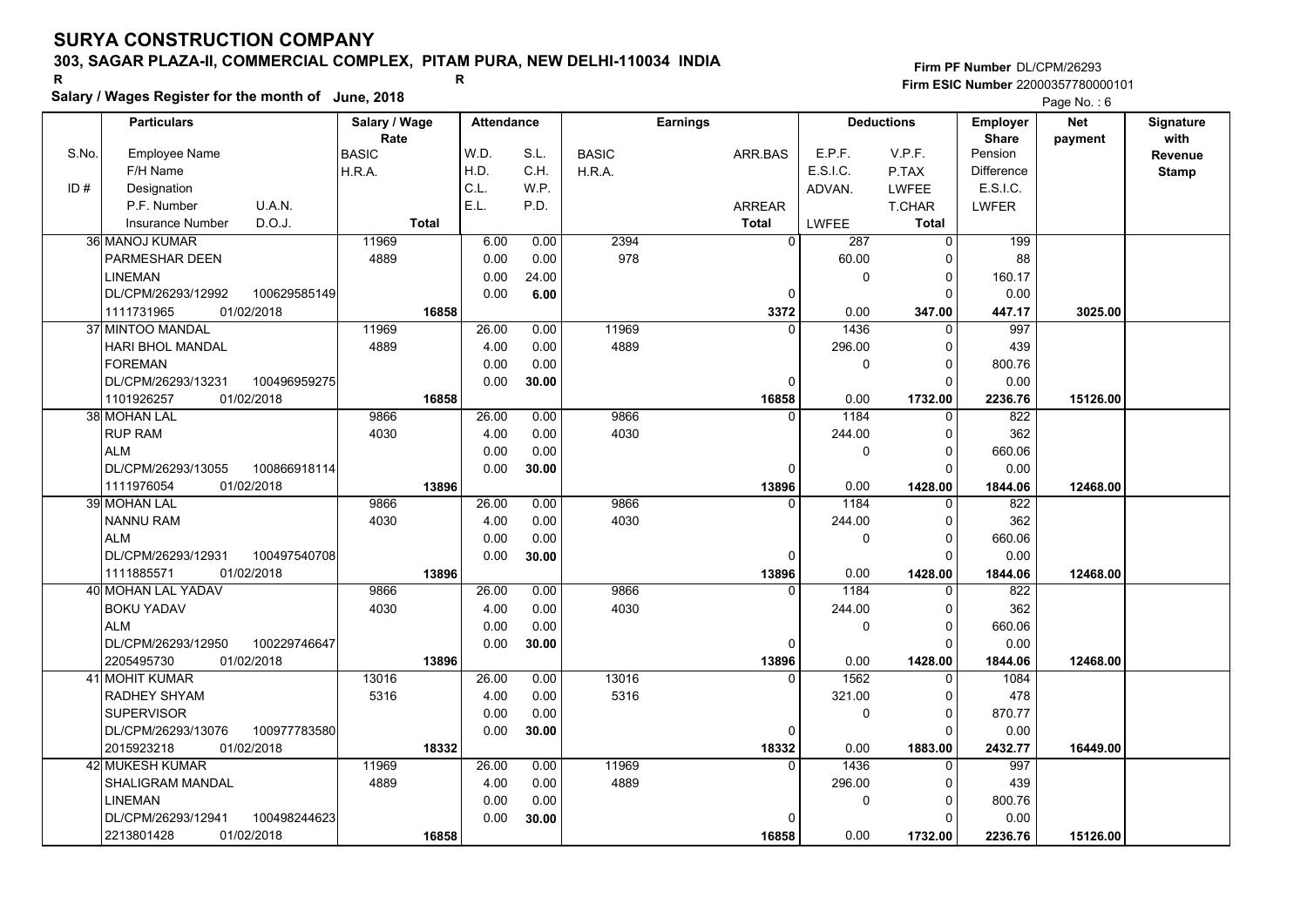# SURYA CONSTRUCTION COMPANY

**303, SAGAR PLAZA-II, COMMERCIAL COMPLEX, PITAM PURA, NEW DELHI-110034 INDIA**

R R

**Salary / Wages Register for the month of June, 2018**

**Firm PF Number** DL/CPM/26293
**Firm ESIC Number** 22000357780000101

Page No. : 6

| S.No. / ID # | Employee Name / F/H Name / Designation / P.F. Number / U.A.N. / Insurance Number / D.O.J. | Salary / Wage Rate (BASIC / H.R.A. / Total) | W.D. / H.D. / C.L. / E.L. | S.L. / C.H. / W.P. / P.D. | BASIC / H.R.A. | ARR.BAS / ARREAR / Total | E.P.F. / E.S.I.C. / ADVAN. / LWFEE | V.P.F. / P.TAX / LWFEE / T.CHAR / Total | Employer Share (Pension / Difference / E.S.I.C. / LWFER) | Net payment | Signature with Revenue Stamp |
|---|---|---|---|---|---|---|---|---|---|---|---|
| 36 | MANOJ KUMAR<br>PARMESHAR DEEN<br>LINEMAN<br>DL/CPM/26293/12992 100629585149<br>1111731965 01/02/2018 | 11969<br>4889<br>**16858** | 6.00<br>0.00<br>0.00<br>0.00 | 0.00<br>0.00<br>24.00<br>**6.00** | 2394<br>978 | 0<br>0<br>**3372** | 287<br>60.00<br>0<br>0.00 | 0<br>0<br>0<br>0<br>**347.00** | 199<br>88<br>160.17<br>0.00<br>**447.17** | **3025.00** | |
| 37 | MINTOO MANDAL<br>HARI BHOL MANDAL<br>FOREMAN<br>DL/CPM/26293/13231 100496959275<br>1101926257 01/02/2018 | 11969<br>4889<br>**16858** | 26.00<br>4.00<br>0.00<br>0.00 | 0.00<br>0.00<br>0.00<br>**30.00** | 11969<br>4889 | 0<br>0<br>**16858** | 1436<br>296.00<br>0<br>0.00 | 0<br>0<br>0<br>0<br>**1732.00** | 997<br>439<br>800.76<br>0.00<br>**2236.76** | **15126.00** | |
| 38 | MOHAN LAL<br>RUP RAM<br>ALM<br>DL/CPM/26293/13055 100866918114<br>1111976054 01/02/2018 | 9866<br>4030<br>**13896** | 26.00<br>4.00<br>0.00<br>0.00 | 0.00<br>0.00<br>0.00<br>**30.00** | 9866<br>4030 | 0<br>0<br>**13896** | 1184<br>244.00<br>0<br>0.00 | 0<br>0<br>0<br>0<br>**1428.00** | 822<br>362<br>660.06<br>0.00<br>**1844.06** | **12468.00** | |
| 39 | MOHAN LAL<br>NANNU RAM<br>ALM<br>DL/CPM/26293/12931 100497540708<br>1111885571 01/02/2018 | 9866<br>4030<br>**13896** | 26.00<br>4.00<br>0.00<br>0.00 | 0.00<br>0.00<br>0.00<br>**30.00** | 9866<br>4030 | 0<br>0<br>**13896** | 1184<br>244.00<br>0<br>0.00 | 0<br>0<br>0<br>0<br>**1428.00** | 822<br>362<br>660.06<br>0.00<br>**1844.06** | **12468.00** | |
| 40 | MOHAN LAL YADAV<br>BOKU YADAV<br>ALM<br>DL/CPM/26293/12950 100229746647<br>2205495730 01/02/2018 | 9866<br>4030<br>**13896** | 26.00<br>4.00<br>0.00<br>0.00 | 0.00<br>0.00<br>0.00<br>**30.00** | 9866<br>4030 | 0<br>0<br>**13896** | 1184<br>244.00<br>0<br>0.00 | 0<br>0<br>0<br>0<br>**1428.00** | 822<br>362<br>660.06<br>0.00<br>**1844.06** | **12468.00** | |
| 41 | MOHIT KUMAR<br>RADHEY SHYAM<br>SUPERVISOR<br>DL/CPM/26293/13076 100977783580<br>2015923218 01/02/2018 | 13016<br>5316<br>**18332** | 26.00<br>4.00<br>0.00<br>0.00 | 0.00<br>0.00<br>0.00<br>**30.00** | 13016<br>5316 | 0<br>0<br>**18332** | 1562<br>321.00<br>0<br>0.00 | 0<br>0<br>0<br>0<br>**1883.00** | 1084<br>478<br>870.77<br>0.00<br>**2432.77** | **16449.00** | |
| 42 | MUKESH KUMAR<br>SHALIGRAM MANDAL<br>LINEMAN<br>DL/CPM/26293/12941 100498244623<br>2213801428 01/02/2018 | 11969<br>4889<br>**16858** | 26.00<br>4.00<br>0.00<br>0.00 | 0.00<br>0.00<br>0.00<br>**30.00** | 11969<br>4889 | 0<br>0<br>**16858** | 1436<br>296.00<br>0<br>0.00 | 0<br>0<br>0<br>0<br>**1732.00** | 997<br>439<br>800.76<br>0.00<br>**2236.76** | **15126.00** | |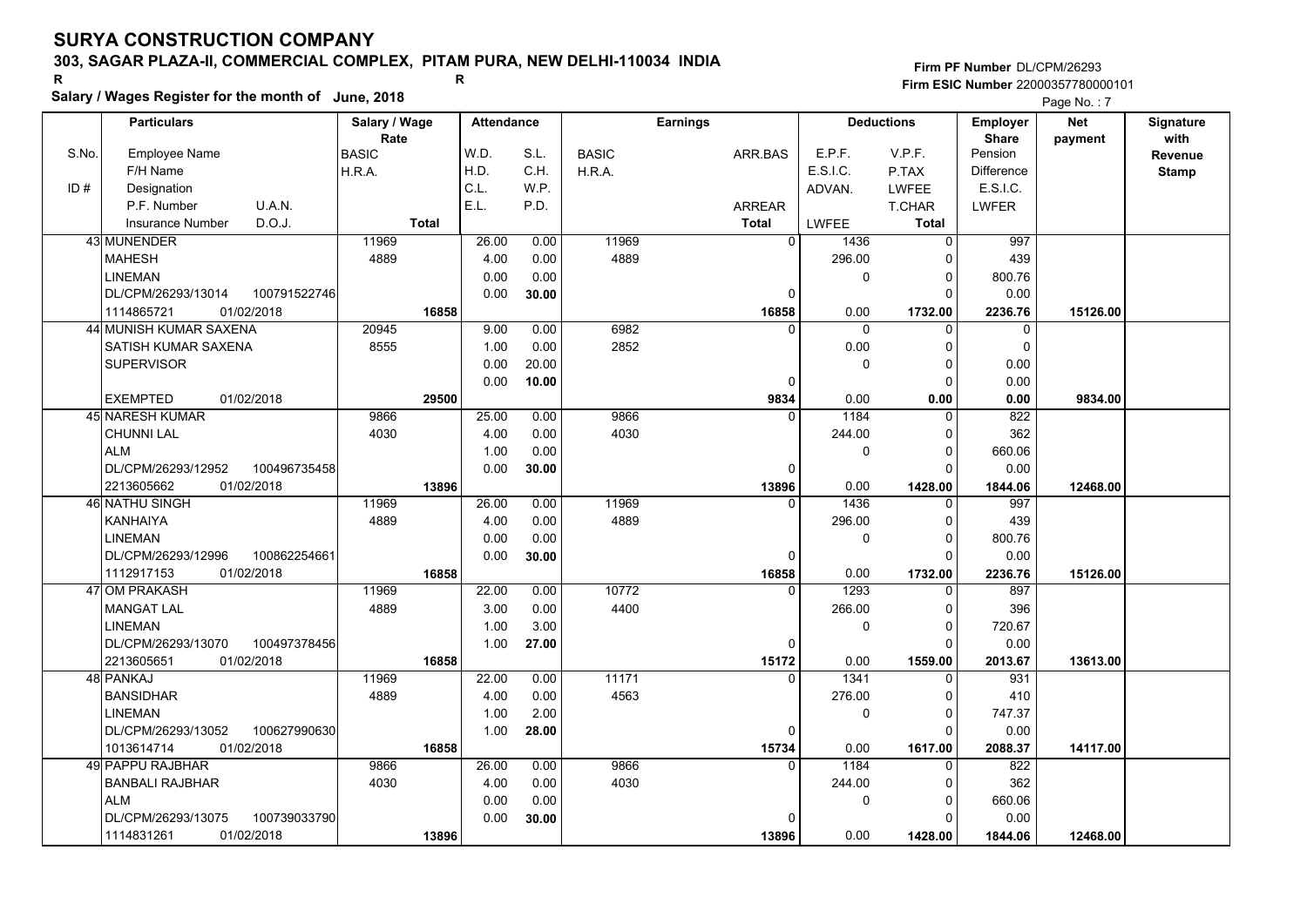# SURYA CONSTRUCTION COMPANY

**303, SAGAR PLAZA-II, COMMERCIAL COMPLEX, PITAM PURA, NEW DELHI-110034 INDIA**

R R

**Salary / Wages Register for the month of June, 2018**

**Firm PF Number** DL/CPM/26293
**Firm ESIC Number** 22000357780000101

| S.No. / ID # | Particulars: Employee Name / F/H Name / Designation / P.F. Number, U.A.N. / Insurance Number, D.O.J. | Salary / Wage Rate: BASIC / H.R.A. / Total | Attendance: W.D. / H.D. / C.L. / E.L. | Attendance: S.L. / C.H. / W.P. / P.D. | Earnings: BASIC / H.R.A. | Earnings: ARR.BAS / ARREAR / Total | Deductions: E.P.F. / E.S.I.C. / ADVAN. / LWFEE | Deductions: V.P.F. / P.TAX / LWFEE / T.CHAR / Total | Employer Share: Pension / Difference / E.S.I.C. / LWFER | Net payment | Signature with Revenue Stamp |
|---|---|---|---|---|---|---|---|---|---|---|---|
| 43 | MUNENDER<br>MAHESH<br>LINEMAN<br>DL/CPM/26293/13014 100791522746<br>1114865721 01/02/2018 | 11969<br>4889<br>**16858** | 26.00<br>4.00<br>0.00<br>0.00 | 0.00<br>0.00<br>0.00<br>**30.00** | 11969<br>4889 | 0<br>0<br>**16858** | 1436<br>296.00<br>0<br>0.00 | 0<br>0<br>0<br>0<br>**1732.00** | 997<br>439<br>800.76<br>0.00<br>**2236.76** | **15126.00** | |
| 44 | MUNISH KUMAR SAXENA<br>SATISH KUMAR SAXENA<br>SUPERVISOR<br><br>EXEMPTED 01/02/2018 | 20945<br>8555<br>**29500** | 9.00<br>1.00<br>0.00<br>0.00 | 0.00<br>0.00<br>20.00<br>**10.00** | 6982<br>2852 | 0<br>0<br>**9834** | 0<br>0.00<br>0<br>0.00 | 0<br>0<br>0<br>0<br>**0.00** | 0<br>0<br>0.00<br>0.00<br>**0.00** | **9834.00** | |
| 45 | NARESH KUMAR<br>CHUNNI LAL<br>ALM<br>DL/CPM/26293/12952 100496735458<br>2213605662 01/02/2018 | 9866<br>4030<br>**13896** | 25.00<br>4.00<br>1.00<br>0.00 | 0.00<br>0.00<br>0.00<br>**30.00** | 9866<br>4030 | 0<br>0<br>**13896** | 1184<br>244.00<br>0<br>0.00 | 0<br>0<br>0<br>0<br>**1428.00** | 822<br>362<br>660.06<br>0.00<br>**1844.06** | **12468.00** | |
| 46 | NATHU SINGH<br>KANHAIYA<br>LINEMAN<br>DL/CPM/26293/12996 100862254661<br>1112917153 01/02/2018 | 11969<br>4889<br>**16858** | 26.00<br>4.00<br>0.00<br>0.00 | 0.00<br>0.00<br>0.00<br>**30.00** | 11969<br>4889 | 0<br>0<br>**16858** | 1436<br>296.00<br>0<br>0.00 | 0<br>0<br>0<br>0<br>**1732.00** | 997<br>439<br>800.76<br>0.00<br>**2236.76** | **15126.00** | |
| 47 | OM PRAKASH<br>MANGAT LAL<br>LINEMAN<br>DL/CPM/26293/13070 100497378456<br>2213605651 01/02/2018 | 11969<br>4889<br>**16858** | 22.00<br>3.00<br>1.00<br>1.00 | 0.00<br>0.00<br>3.00<br>**27.00** | 10772<br>4400 | 0<br>0<br>**15172** | 1293<br>266.00<br>0<br>0.00 | 0<br>0<br>0<br>0<br>**1559.00** | 897<br>396<br>720.67<br>0.00<br>**2013.67** | **13613.00** | |
| 48 | PANKAJ<br>BANSIDHAR<br>LINEMAN<br>DL/CPM/26293/13052 100627990630<br>1013614714 01/02/2018 | 11969<br>4889<br>**16858** | 22.00<br>4.00<br>1.00<br>1.00 | 0.00<br>0.00<br>2.00<br>**28.00** | 11171<br>4563 | 0<br>0<br>**15734** | 1341<br>276.00<br>0<br>0.00 | 0<br>0<br>0<br>0<br>**1617.00** | 931<br>410<br>747.37<br>0.00<br>**2088.37** | **14117.00** | |
| 49 | PAPPU RAJBHAR<br>BANBALI RAJBHAR<br>ALM<br>DL/CPM/26293/13075 100739033790<br>1114831261 01/02/2018 | 9866<br>4030<br>**13896** | 26.00<br>4.00<br>0.00<br>0.00 | 0.00<br>0.00<br>0.00<br>**30.00** | 9866<br>4030 | 0<br>0<br>**13896** | 1184<br>244.00<br>0<br>0.00 | 0<br>0<br>0<br>0<br>**1428.00** | 822<br>362<br>660.06<br>0.00<br>**1844.06** | **12468.00** | |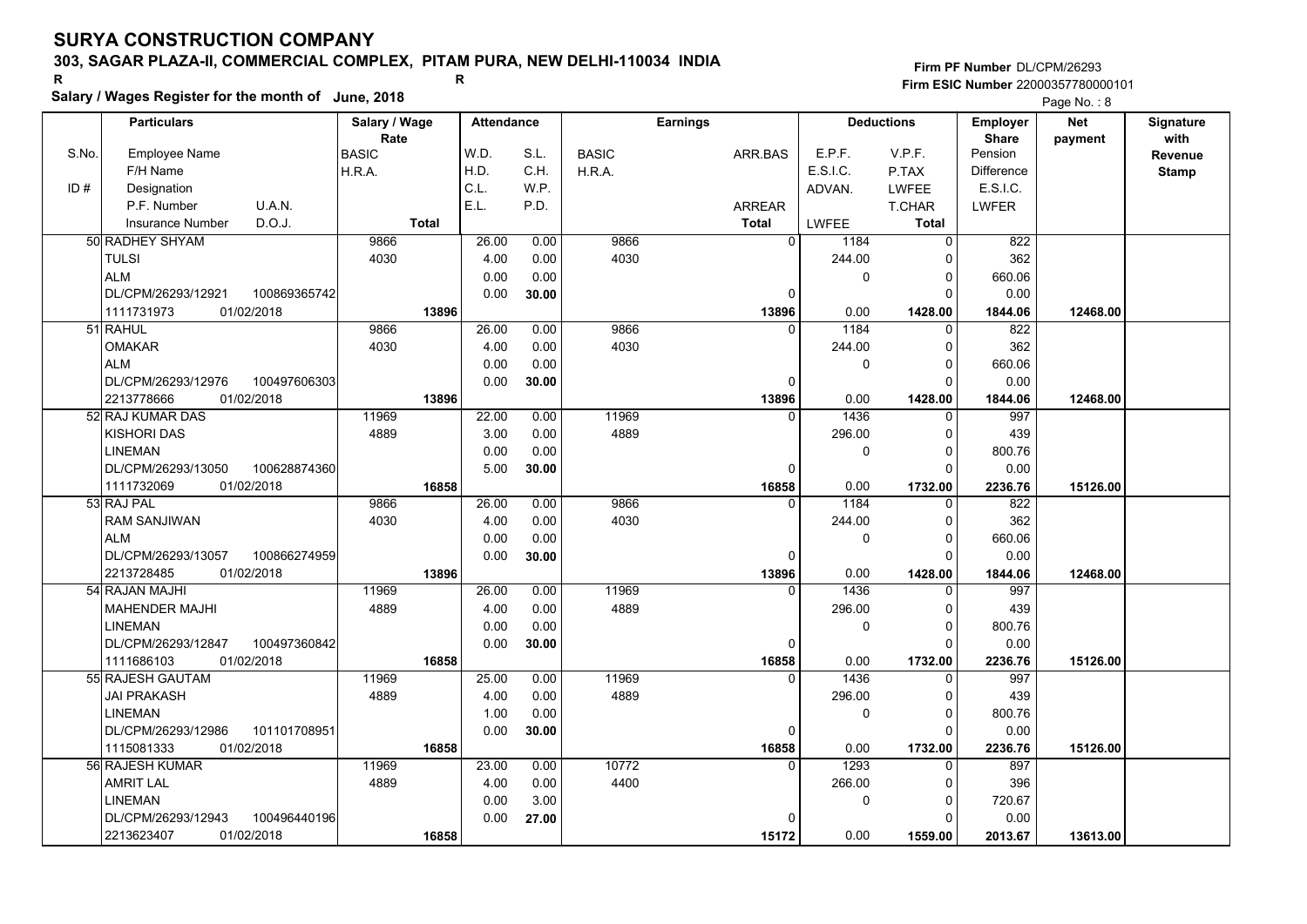# SURYA CONSTRUCTION COMPANY

**303, SAGAR PLAZA-II, COMMERCIAL COMPLEX, PITAM PURA, NEW DELHI-110034 INDIA**

R R

**Salary / Wages Register for the month of June, 2018**

**Firm PF Number** DL/CPM/26293
**Firm ESIC Number** 22000357780000101

Page No. : 8

| S.No. / ID # | Particulars: Employee Name / F/H Name / Designation / P.F. Number, U.A.N. / Insurance Number, D.O.J. | Salary / Wage Rate: BASIC / H.R.A. / Total | Attendance: W.D. / H.D. / C.L. / E.L. | Attendance: S.L. / C.H. / W.P. / P.D. | Earnings: BASIC / H.R.A. | Earnings: ARR.BAS / ARREAR / Total | Deductions: E.P.F. / E.S.I.C. / ADVAN. / LWFEE | Deductions: V.P.F. / P.TAX / LWFEE / T.CHAR / Total | Employer Share: Pension / Difference / E.S.I.C. / LWFER | Net payment | Signature with Revenue Stamp |
|---|---|---|---|---|---|---|---|---|---|---|---|
| 50 | RADHEY SHYAM<br>TULSI<br>ALM<br>DL/CPM/26293/12921 100869365742<br>1111731973 01/02/2018 | 9866<br>4030<br>13896 | 26.00<br>4.00<br>0.00<br>0.00 | 0.00<br>0.00<br>0.00<br>30.00 | 9866<br>4030 | 0<br>0<br>13896 | 1184<br>244.00<br>0<br>0.00 | 0<br>0<br>0<br>0<br>1428.00 | 822<br>362<br>660.06<br>0.00<br>1844.06 | 12468.00 | |
| 51 | RAHUL<br>OMAKAR<br>ALM<br>DL/CPM/26293/12976 100497606303<br>2213778666 01/02/2018 | 9866<br>4030<br>13896 | 26.00<br>4.00<br>0.00<br>0.00 | 0.00<br>0.00<br>0.00<br>30.00 | 9866<br>4030 | 0<br>0<br>13896 | 1184<br>244.00<br>0<br>0.00 | 0<br>0<br>0<br>0<br>1428.00 | 822<br>362<br>660.06<br>0.00<br>1844.06 | 12468.00 | |
| 52 | RAJ KUMAR DAS<br>KISHORI DAS<br>LINEMAN<br>DL/CPM/26293/13050 100628874360<br>1111732069 01/02/2018 | 11969<br>4889<br>16858 | 22.00<br>3.00<br>0.00<br>5.00 | 0.00<br>0.00<br>0.00<br>30.00 | 11969<br>4889 | 0<br>0<br>16858 | 1436<br>296.00<br>0<br>0.00 | 0<br>0<br>0<br>0<br>1732.00 | 997<br>439<br>800.76<br>0.00<br>2236.76 | 15126.00 | |
| 53 | RAJ PAL<br>RAM SANJIWAN<br>ALM<br>DL/CPM/26293/13057 100866274959<br>2213728485 01/02/2018 | 9866<br>4030<br>13896 | 26.00<br>4.00<br>0.00<br>0.00 | 0.00<br>0.00<br>0.00<br>30.00 | 9866<br>4030 | 0<br>0<br>13896 | 1184<br>244.00<br>0<br>0.00 | 0<br>0<br>0<br>0<br>1428.00 | 822<br>362<br>660.06<br>0.00<br>1844.06 | 12468.00 | |
| 54 | RAJAN MAJHI<br>MAHENDER MAJHI<br>LINEMAN<br>DL/CPM/26293/12847 100497360842<br>1111686103 01/02/2018 | 11969<br>4889<br>16858 | 26.00<br>4.00<br>0.00<br>0.00 | 0.00<br>0.00<br>0.00<br>30.00 | 11969<br>4889 | 0<br>0<br>16858 | 1436<br>296.00<br>0<br>0.00 | 0<br>0<br>0<br>0<br>1732.00 | 997<br>439<br>800.76<br>0.00<br>2236.76 | 15126.00 | |
| 55 | RAJESH GAUTAM<br>JAI PRAKASH<br>LINEMAN<br>DL/CPM/26293/12986 101101708951<br>1115081333 01/02/2018 | 11969<br>4889<br>16858 | 25.00<br>4.00<br>1.00<br>0.00 | 0.00<br>0.00<br>0.00<br>30.00 | 11969<br>4889 | 0<br>0<br>16858 | 1436<br>296.00<br>0<br>0.00 | 0<br>0<br>0<br>0<br>1732.00 | 997<br>439<br>800.76<br>0.00<br>2236.76 | 15126.00 | |
| 56 | RAJESH KUMAR<br>AMRIT LAL<br>LINEMAN<br>DL/CPM/26293/12943 100496440196<br>2213623407 01/02/2018 | 11969<br>4889<br>16858 | 23.00<br>4.00<br>0.00<br>0.00 | 0.00<br>0.00<br>3.00<br>27.00 | 10772<br>4400 | 0<br>0<br>15172 | 1293<br>266.00<br>0<br>0.00 | 0<br>0<br>0<br>0<br>1559.00 | 897<br>396<br>720.67<br>0.00<br>2013.67 | 13613.00 | |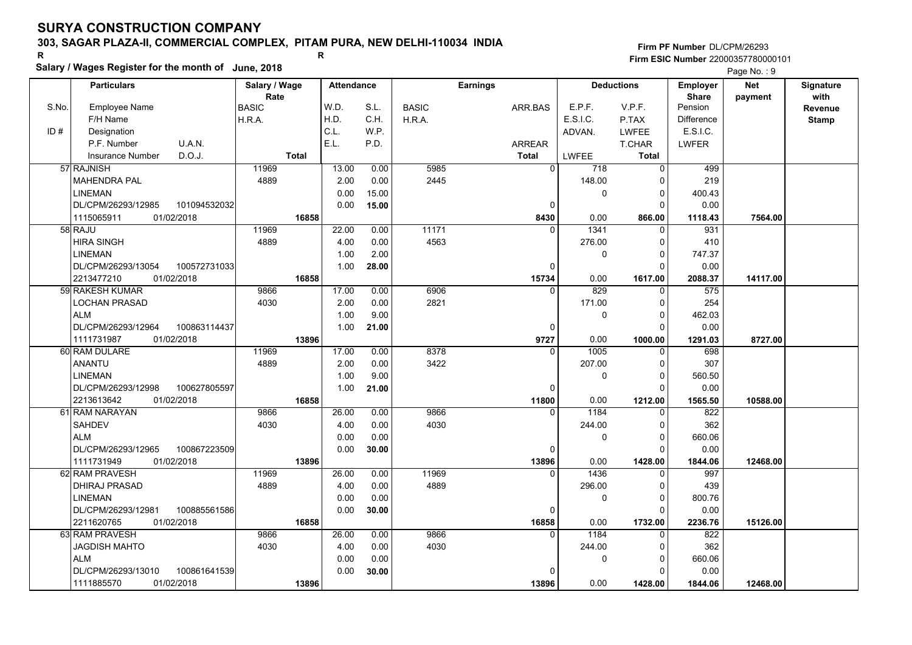# SURYA CONSTRUCTION COMPANY

**303, SAGAR PLAZA-II, COMMERCIAL COMPLEX, PITAM PURA, NEW DELHI-110034 INDIA**

R R

**Salary / Wages Register for the month of June, 2018**

**Firm PF Number** DL/CPM/26293
**Firm ESIC Number** 22000357780000101

Page No. : 9

| S.No. / ID # | Employee Name / F/H Name / Designation / P.F. Number / U.A.N. / Insurance Number / D.O.J. | Salary / Wage Rate: BASIC / H.R.A. / Total | W.D. / H.D. / C.L. / E.L. | S.L. / C.H. / W.P. / P.D. | BASIC / H.R.A. | ARR.BAS / ARREAR / Total | E.P.F. / E.S.I.C. / ADVAN. / LWFEE | V.P.F. / P.TAX / LWFEE / T.CHAR / Total | Employer Share: Pension / Difference / E.S.I.C. / LWFER | Net payment | Signature with Revenue Stamp |
|---|---|---|---|---|---|---|---|---|---|---|---|
| 57 | RAJNISH / MAHENDRA PAL / LINEMAN / DL/CPM/26293/12985 / 101094532032 / 1115065911 / 01/02/2018 | 11969 / 4889 / 16858 | 13.00 / 2.00 / 0.00 / 0.00 | 0.00 / 0.00 / 15.00 / 15.00 | 5985 / 2445 | 0 / 0 / 8430 | 718 / 148.00 / 0 / 0.00 | 0 / 0 / 0 / 0 / 866.00 | 499 / 219 / 400.43 / 0.00 / 1118.43 | 7564.00 | |
| 58 | RAJU / HIRA SINGH / LINEMAN / DL/CPM/26293/13054 / 100572731033 / 2213477210 / 01/02/2018 | 11969 / 4889 / 16858 | 22.00 / 4.00 / 1.00 / 1.00 | 0.00 / 0.00 / 2.00 / 28.00 | 11171 / 4563 | 0 / 0 / 15734 | 1341 / 276.00 / 0 / 0.00 | 0 / 0 / 0 / 0 / 1617.00 | 931 / 410 / 747.37 / 0.00 / 2088.37 | 14117.00 | |
| 59 | RAKESH KUMAR / LOCHAN PRASAD / ALM / DL/CPM/26293/12964 / 100863114437 / 1111731987 / 01/02/2018 | 9866 / 4030 / 13896 | 17.00 / 2.00 / 1.00 / 1.00 | 0.00 / 0.00 / 9.00 / 21.00 | 6906 / 2821 | 0 / 0 / 9727 | 829 / 171.00 / 0 / 0.00 | 0 / 0 / 0 / 0 / 1000.00 | 575 / 254 / 462.03 / 0.00 / 1291.03 | 8727.00 | |
| 60 | RAM DULARE / ANANTU / LINEMAN / DL/CPM/26293/12998 / 100627805597 / 2213613642 / 01/02/2018 | 11969 / 4889 / 16858 | 17.00 / 2.00 / 1.00 / 1.00 | 0.00 / 0.00 / 9.00 / 21.00 | 8378 / 3422 | 0 / 0 / 11800 | 1005 / 207.00 / 0 / 0.00 | 0 / 0 / 0 / 0 / 1212.00 | 698 / 307 / 560.50 / 0.00 / 1565.50 | 10588.00 | |
| 61 | RAM NARAYAN / SAHDEV / ALM / DL/CPM/26293/12965 / 100867223509 / 1111731949 / 01/02/2018 | 9866 / 4030 / 13896 | 26.00 / 4.00 / 0.00 / 0.00 | 0.00 / 0.00 / 0.00 / 30.00 | 9866 / 4030 | 0 / 0 / 13896 | 1184 / 244.00 / 0 / 0.00 | 0 / 0 / 0 / 0 / 1428.00 | 822 / 362 / 660.06 / 0.00 / 1844.06 | 12468.00 | |
| 62 | RAM PRAVESH / DHIRAJ PRASAD / LINEMAN / DL/CPM/26293/12981 / 100885561586 / 2211620765 / 01/02/2018 | 11969 / 4889 / 16858 | 26.00 / 4.00 / 0.00 / 0.00 | 0.00 / 0.00 / 0.00 / 30.00 | 11969 / 4889 | 0 / 0 / 16858 | 1436 / 296.00 / 0 / 0.00 | 0 / 0 / 0 / 0 / 1732.00 | 997 / 439 / 800.76 / 0.00 / 2236.76 | 15126.00 | |
| 63 | RAM PRAVESH / JAGDISH MAHTO / ALM / DL/CPM/26293/13010 / 100861641539 / 1111885570 / 01/02/2018 | 9866 / 4030 / 13896 | 26.00 / 4.00 / 0.00 / 0.00 | 0.00 / 0.00 / 0.00 / 30.00 | 9866 / 4030 | 0 / 0 / 13896 | 1184 / 244.00 / 0 / 0.00 | 0 / 0 / 0 / 0 / 1428.00 | 822 / 362 / 660.06 / 0.00 / 1844.06 | 12468.00 | |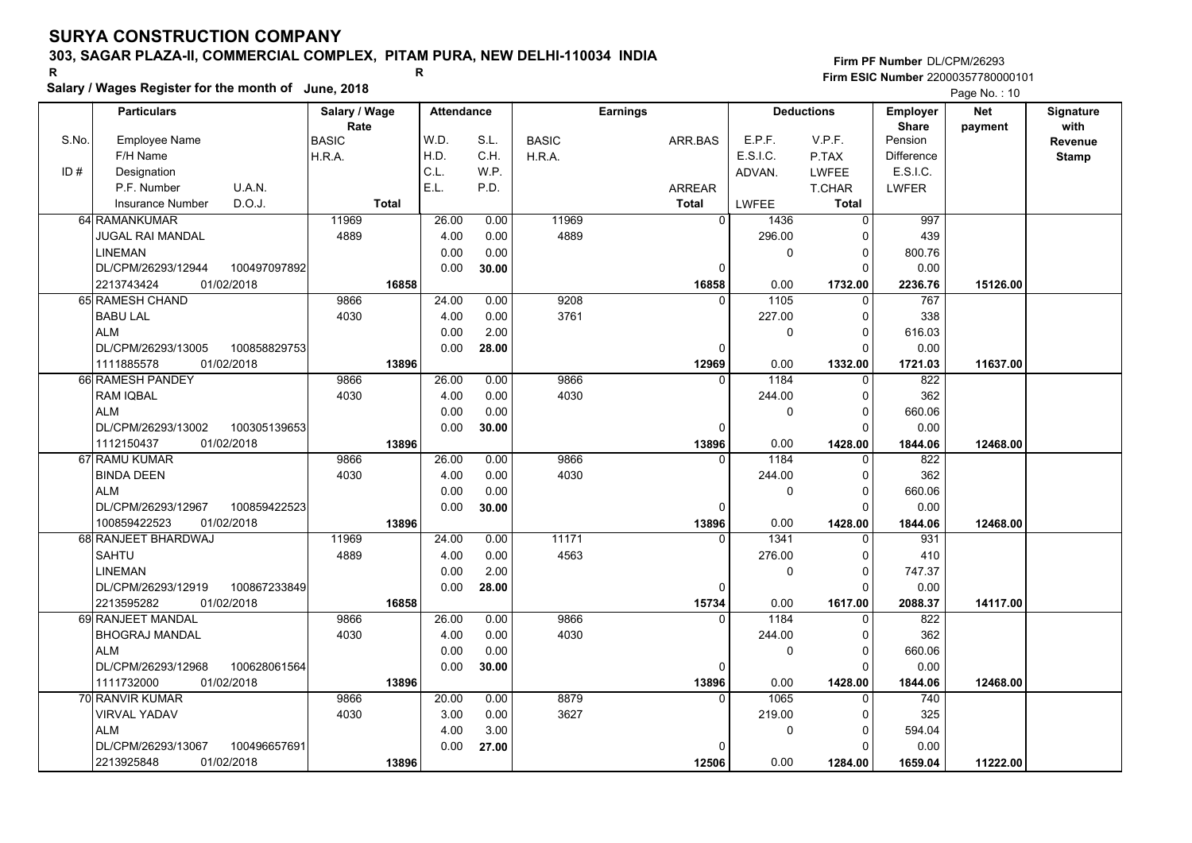# SURYA CONSTRUCTION COMPANY

**303, SAGAR PLAZA-II, COMMERCIAL COMPLEX, PITAM PURA, NEW DELHI-110034 INDIA**

R R

**Salary / Wages Register for the month of June, 2018**

Firm PF Number DL/CPM/26293
Firm ESIC Number 22000357780000101

Page No. : 10

| S.No. | Particulars: Employee Name / F/H Name / Designation / P.F. Number, U.A.N. / Insurance Number, D.O.J. | Salary / Wage Rate: BASIC / H.R.A. / Total | Attendance: W.D. / H.D. / C.L. / E.L. | Attendance: S.L. / C.H. / W.P. / P.D. | Earnings: BASIC / H.R.A. | Earnings: ARR.BAS / ARREAR / Total | Deductions: E.P.F. / E.S.I.C. / ADVAN. / LWFEE | Deductions: V.P.F. / P.TAX / LWFEE / T.CHAR / Total | Employer Share: Pension / Difference / E.S.I.C. / LWFER | Net payment | Signature with Revenue Stamp |
|---|---|---|---|---|---|---|---|---|---|---|---|
| 64 | RAMANKUMAR<br>JUGAL RAI MANDAL<br>LINEMAN<br>DL/CPM/26293/12944 100497097892<br>2213743424 01/02/2018 | 11969<br>4889<br>16858 | 26.00<br>4.00<br>0.00<br>0.00 | 0.00<br>0.00<br>0.00<br>30.00 | 11969<br>4889 | 0<br>0<br>16858 | 1436<br>296.00<br>0<br>0.00 | 0<br>0<br>0<br>0<br>1732.00 | 997<br>439<br>800.76<br>0.00<br>2236.76 | 15126.00 | |
| 65 | RAMESH CHAND<br>BABU LAL<br>ALM<br>DL/CPM/26293/13005 100858829753<br>1111885578 01/02/2018 | 9866<br>4030<br>13896 | 24.00<br>4.00<br>0.00<br>0.00 | 0.00<br>0.00<br>2.00<br>28.00 | 9208<br>3761 | 0<br>0<br>12969 | 1105<br>227.00<br>0<br>0.00 | 0<br>0<br>0<br>0<br>1332.00 | 767<br>338<br>616.03<br>0.00<br>1721.03 | 11637.00 | |
| 66 | RAMESH PANDEY<br>RAM IQBAL<br>ALM<br>DL/CPM/26293/13002 100305139653<br>1112150437 01/02/2018 | 9866<br>4030<br>13896 | 26.00<br>4.00<br>0.00<br>0.00 | 0.00<br>0.00<br>0.00<br>30.00 | 9866<br>4030 | 0<br>0<br>13896 | 1184<br>244.00<br>0<br>0.00 | 0<br>0<br>0<br>0<br>1428.00 | 822<br>362<br>660.06<br>0.00<br>1844.06 | 12468.00 | |
| 67 | RAMU KUMAR<br>BINDA DEEN<br>ALM<br>DL/CPM/26293/12967 100859422523<br>100859422523 01/02/2018 | 9866<br>4030<br>13896 | 26.00<br>4.00<br>0.00<br>0.00 | 0.00<br>0.00<br>0.00<br>30.00 | 9866<br>4030 | 0<br>0<br>13896 | 1184<br>244.00<br>0<br>0.00 | 0<br>0<br>0<br>0<br>1428.00 | 822<br>362<br>660.06<br>0.00<br>1844.06 | 12468.00 | |
| 68 | RANJEET BHARDWAJ<br>SAHTU<br>LINEMAN<br>DL/CPM/26293/12919 100867233849<br>2213595282 01/02/2018 | 11969<br>4889<br>16858 | 24.00<br>4.00<br>0.00<br>0.00 | 0.00<br>0.00<br>2.00<br>28.00 | 11171<br>4563 | 0<br>0<br>15734 | 1341<br>276.00<br>0<br>0.00 | 0<br>0<br>0<br>0<br>1617.00 | 931<br>410<br>747.37<br>0.00<br>2088.37 | 14117.00 | |
| 69 | RANJEET MANDAL<br>BHOGRAJ MANDAL<br>ALM<br>DL/CPM/26293/12968 100628061564<br>1111732000 01/02/2018 | 9866<br>4030<br>13896 | 26.00<br>4.00<br>0.00<br>0.00 | 0.00<br>0.00<br>0.00<br>30.00 | 9866<br>4030 | 0<br>0<br>13896 | 1184<br>244.00<br>0<br>0.00 | 0<br>0<br>0<br>0<br>1428.00 | 822<br>362<br>660.06<br>0.00<br>1844.06 | 12468.00 | |
| 70 | RANVIR KUMAR<br>VIRVAL YADAV<br>ALM<br>DL/CPM/26293/13067 100496657691<br>2213925848 01/02/2018 | 9866<br>4030<br>13896 | 20.00<br>3.00<br>4.00<br>0.00 | 0.00<br>0.00<br>3.00<br>27.00 | 8879<br>3627 | 0<br>0<br>12506 | 1065<br>219.00<br>0<br>0.00 | 0<br>0<br>0<br>0<br>1284.00 | 740<br>325<br>594.04<br>0.00<br>1659.04 | 11222.00 | |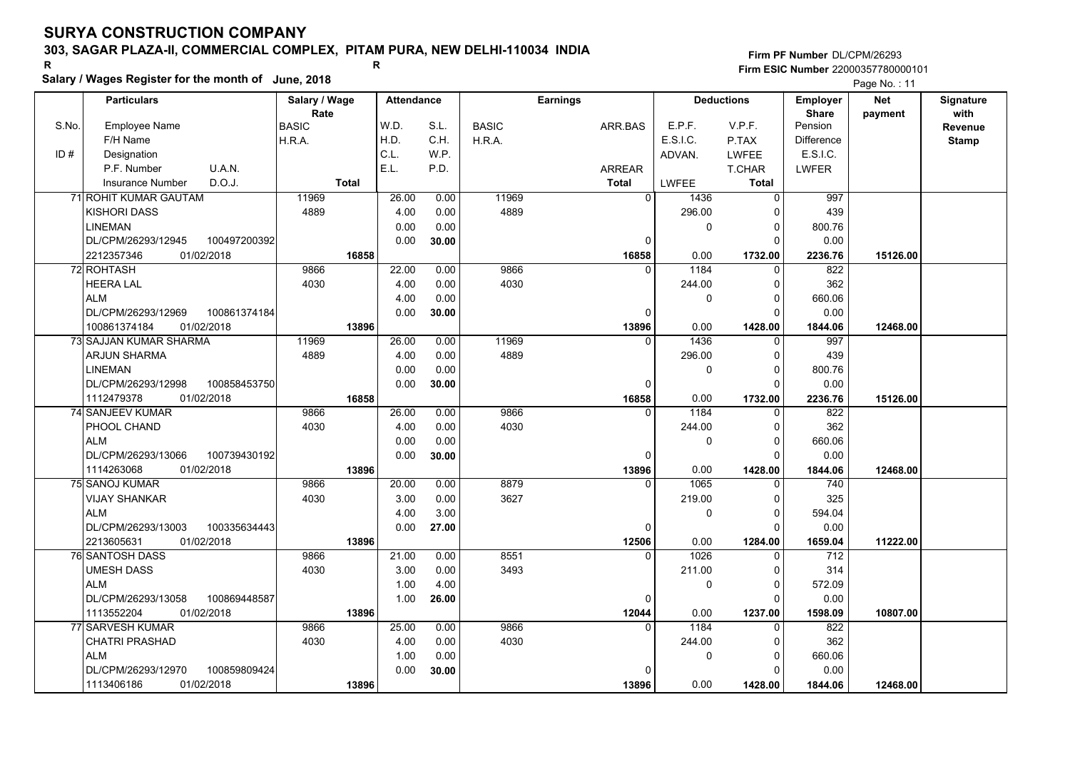# SURYA CONSTRUCTION COMPANY

## 303, SAGAR PLAZA-II, COMMERCIAL COMPLEX, PITAM PURA, NEW DELHI-110034 INDIA

R R

**Salary / Wages Register for the month of June, 2018**

**Firm PF Number** DL/CPM/26293
**Firm ESIC Number** 22000357780000101

| S.No. / ID # | Employee Name / F/H Name / Designation / P.F. Number / U.A.N. / Insurance Number / D.O.J. | Salary / Wage Rate: BASIC / H.R.A. / Total | Attendance: W.D. / H.D. / C.L. / E.L. | Attendance: S.L. / C.H. / W.P. / P.D. | Earnings: BASIC / H.R.A. | Earnings: ARR.BAS / ARREAR / Total | Deductions: E.P.F. / E.S.I.C. / ADVAN. / LWFEE | Deductions: V.P.F. / P.TAX / LWFEE / T.CHAR / Total | Employer Share: Pension / Difference / E.S.I.C. / LWFER | Net payment | Signature with Revenue Stamp |
|---|---|---|---|---|---|---|---|---|---|---|---|
| 71 | ROHIT KUMAR GAUTAM / KISHORI DASS / LINEMAN / DL/CPM/26293/12945 / 100497200392 / 2212357346 / 01/02/2018 | 11969 / 4889 / 16858 | 26.00 / 4.00 / 0.00 / 0.00 | 0.00 / 0.00 / 0.00 / 30.00 | 11969 / 4889 | 0 / 0 / 16858 | 1436 / 296.00 / 0 / 0.00 | 0 / 0 / 0 / 0 / 1732.00 | 997 / 439 / 800.76 / 0.00 / 2236.76 | 15126.00 | |
| 72 | ROHTASH / HEERA LAL / ALM / DL/CPM/26293/12969 / 100861374184 / 100861374184 / 01/02/2018 | 9866 / 4030 / 13896 | 22.00 / 4.00 / 4.00 / 0.00 | 0.00 / 0.00 / 0.00 / 30.00 | 9866 / 4030 | 0 / 0 / 13896 | 1184 / 244.00 / 0 / 0.00 | 0 / 0 / 0 / 0 / 1428.00 | 822 / 362 / 660.06 / 0.00 / 1844.06 | 12468.00 | |
| 73 | SAJJAN KUMAR SHARMA / ARJUN SHARMA / LINEMAN / DL/CPM/26293/12998 / 100858453750 / 1112479378 / 01/02/2018 | 11969 / 4889 / 16858 | 26.00 / 4.00 / 0.00 / 0.00 | 0.00 / 0.00 / 0.00 / 30.00 | 11969 / 4889 | 0 / 0 / 16858 | 1436 / 296.00 / 0 / 0.00 | 0 / 0 / 0 / 0 / 1732.00 | 997 / 439 / 800.76 / 0.00 / 2236.76 | 15126.00 | |
| 74 | SANJEEV KUMAR / PHOOL CHAND / ALM / DL/CPM/26293/13066 / 100739430192 / 1114263068 / 01/02/2018 | 9866 / 4030 / 13896 | 26.00 / 4.00 / 0.00 / 0.00 | 0.00 / 0.00 / 0.00 / 30.00 | 9866 / 4030 | 0 / 0 / 13896 | 1184 / 244.00 / 0 / 0.00 | 0 / 0 / 0 / 0 / 1428.00 | 822 / 362 / 660.06 / 0.00 / 1844.06 | 12468.00 | |
| 75 | SANOJ KUMAR / VIJAY SHANKAR / ALM / DL/CPM/26293/13003 / 100335634443 / 2213605631 / 01/02/2018 | 9866 / 4030 / 13896 | 20.00 / 3.00 / 4.00 / 0.00 | 0.00 / 0.00 / 3.00 / 27.00 | 8879 / 3627 | 0 / 0 / 12506 | 1065 / 219.00 / 0 / 0.00 | 0 / 0 / 0 / 0 / 1284.00 | 740 / 325 / 594.04 / 0.00 / 1659.04 | 11222.00 | |
| 76 | SANTOSH DASS / UMESH DASS / ALM / DL/CPM/26293/13058 / 100869448587 / 1113552204 / 01/02/2018 | 9866 / 4030 / 13896 | 21.00 / 3.00 / 1.00 / 1.00 | 0.00 / 0.00 / 4.00 / 26.00 | 8551 / 3493 | 0 / 0 / 12044 | 1026 / 211.00 / 0 / 0.00 | 0 / 0 / 0 / 0 / 1237.00 | 712 / 314 / 572.09 / 0.00 / 1598.09 | 10807.00 | |
| 77 | SARVESH KUMAR / CHATRI PRASHAD / ALM / DL/CPM/26293/12970 / 100859809424 / 1113406186 / 01/02/2018 | 9866 / 4030 / 13896 | 25.00 / 4.00 / 1.00 / 0.00 | 0.00 / 0.00 / 0.00 / 30.00 | 9866 / 4030 | 0 / 0 / 13896 | 1184 / 244.00 / 0 / 0.00 | 0 / 0 / 0 / 0 / 1428.00 | 822 / 362 / 660.06 / 0.00 / 1844.06 | 12468.00 | |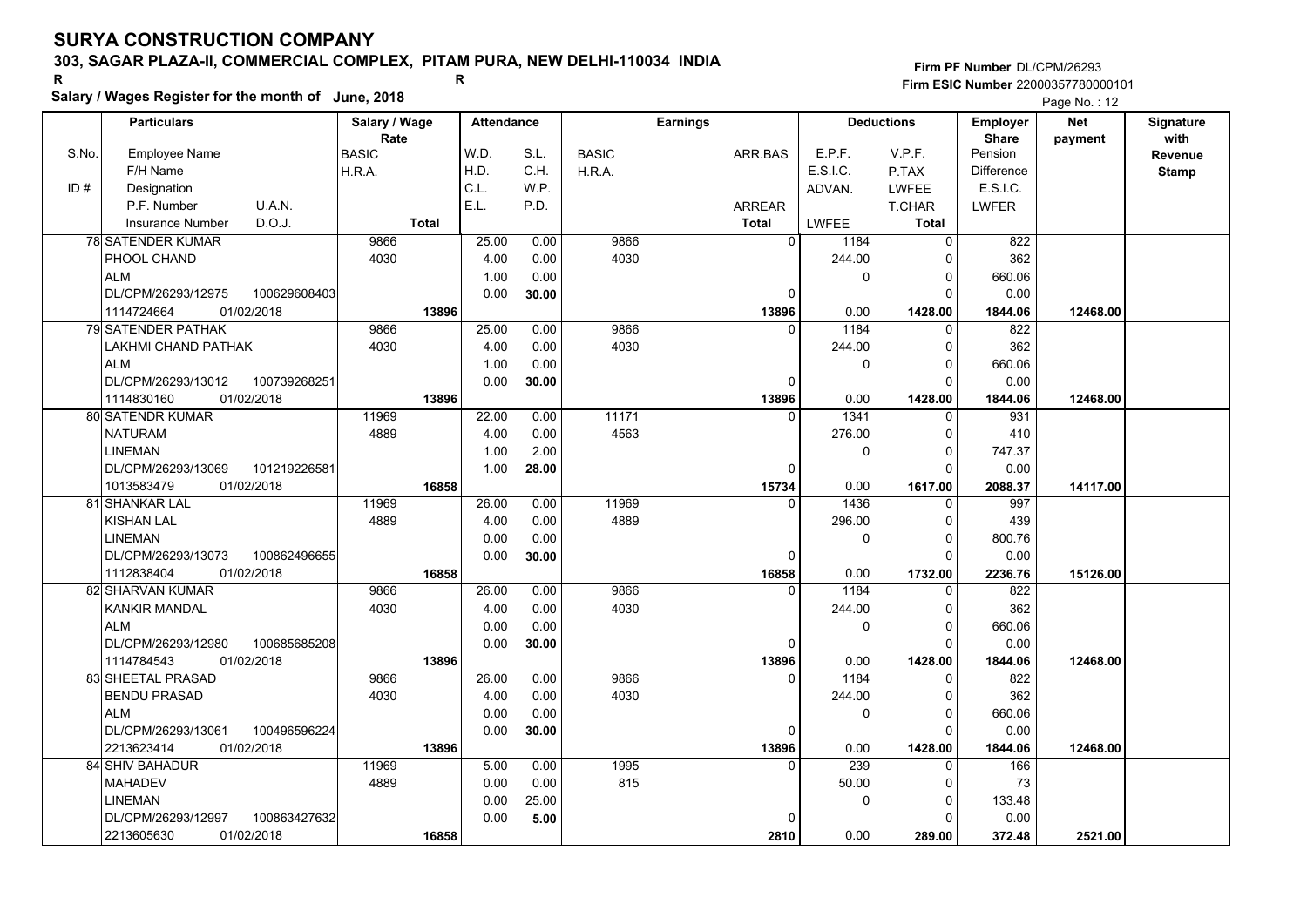# SURYA CONSTRUCTION COMPANY

**303, SAGAR PLAZA-II, COMMERCIAL COMPLEX, PITAM PURA, NEW DELHI-110034 INDIA**

**Firm PF Number** DL/CPM/26293
**Firm ESIC Number** 22000357780000101

**Salary / Wages Register for the month of June, 2018**

| Particulars | Salary / Wage Rate | Attendance | | Earnings | | Deductions | | Employer Share | Net payment | Signature with Revenue Stamp |
|---|---|---|---|---|---|---|---|---|---|---|
| S.No. Employee Name / F/H Name / ID # Designation / P.F. Number U.A.N. / Insurance Number D.O.J. | BASIC / H.R.A. / Total | W.D. / H.D. / C.L. / E.L. | S.L. / C.H. / W.P. / P.D. | BASIC / H.R.A. | ARR.BAS / ARREAR / Total | E.P.F. / E.S.I.C. / ADVAN. / LWFEE | V.P.F. / P.TAX / LWFEE / T.CHAR / Total | Pension / Difference / E.S.I.C. / LWFER | | |
| 78 SATENDER KUMAR | 9866 | 25.00 | 0.00 | 9866 | 0 | 1184 | 0 | 822 | | |
| PHOOL CHAND | 4030 | 4.00 | 0.00 | 4030 | | 244.00 | 0 | 362 | | |
| ALM | | 1.00 | 0.00 | | | 0 | 0 | 660.06 | | |
| DL/CPM/26293/12975 100629608403 | | 0.00 | 30.00 | | 0 | | 0 | 0.00 | | |
| 1114724664 01/02/2018 | 13896 | | | | 13896 | 0.00 | 1428.00 | 1844.06 | 12468.00 | |
| 79 SATENDER PATHAK | 9866 | 25.00 | 0.00 | 9866 | 0 | 1184 | 0 | 822 | | |
| LAKHMI CHAND PATHAK | 4030 | 4.00 | 0.00 | 4030 | | 244.00 | 0 | 362 | | |
| ALM | | 1.00 | 0.00 | | | 0 | 0 | 660.06 | | |
| DL/CPM/26293/13012 100739268251 | | 0.00 | 30.00 | | 0 | | 0 | 0.00 | | |
| 1114830160 01/02/2018 | 13896 | | | | 13896 | 0.00 | 1428.00 | 1844.06 | 12468.00 | |
| 80 SATENDR KUMAR | 11969 | 22.00 | 0.00 | 11171 | 0 | 1341 | 0 | 931 | | |
| NATURAM | 4889 | 4.00 | 0.00 | 4563 | | 276.00 | 0 | 410 | | |
| LINEMAN | | 1.00 | 2.00 | | | 0 | 0 | 747.37 | | |
| DL/CPM/26293/13069 101219226581 | | 1.00 | 28.00 | | 0 | | 0 | 0.00 | | |
| 1013583479 01/02/2018 | 16858 | | | | 15734 | 0.00 | 1617.00 | 2088.37 | 14117.00 | |
| 81 SHANKAR LAL | 11969 | 26.00 | 0.00 | 11969 | 0 | 1436 | 0 | 997 | | |
| KISHAN LAL | 4889 | 4.00 | 0.00 | 4889 | | 296.00 | 0 | 439 | | |
| LINEMAN | | 0.00 | 0.00 | | | 0 | 0 | 800.76 | | |
| DL/CPM/26293/13073 100862496655 | | 0.00 | 30.00 | | 0 | | 0 | 0.00 | | |
| 1112838404 01/02/2018 | 16858 | | | | 16858 | 0.00 | 1732.00 | 2236.76 | 15126.00 | |
| 82 SHARVAN KUMAR | 9866 | 26.00 | 0.00 | 9866 | 0 | 1184 | 0 | 822 | | |
| KANKIR MANDAL | 4030 | 4.00 | 0.00 | 4030 | | 244.00 | 0 | 362 | | |
| ALM | | 0.00 | 0.00 | | | 0 | 0 | 660.06 | | |
| DL/CPM/26293/12980 100685685208 | | 0.00 | 30.00 | | 0 | | 0 | 0.00 | | |
| 1114784543 01/02/2018 | 13896 | | | | 13896 | 0.00 | 1428.00 | 1844.06 | 12468.00 | |
| 83 SHEETAL PRASAD | 9866 | 26.00 | 0.00 | 9866 | 0 | 1184 | 0 | 822 | | |
| BENDU PRASAD | 4030 | 4.00 | 0.00 | 4030 | | 244.00 | 0 | 362 | | |
| ALM | | 0.00 | 0.00 | | | 0 | 0 | 660.06 | | |
| DL/CPM/26293/13061 100496596224 | | 0.00 | 30.00 | | 0 | | 0 | 0.00 | | |
| 2213623414 01/02/2018 | 13896 | | | | 13896 | 0.00 | 1428.00 | 1844.06 | 12468.00 | |
| 84 SHIV BAHADUR | 11969 | 5.00 | 0.00 | 1995 | 0 | 239 | 0 | 166 | | |
| MAHADEV | 4889 | 0.00 | 0.00 | 815 | | 50.00 | 0 | 73 | | |
| LINEMAN | | 0.00 | 25.00 | | | 0 | 0 | 133.48 | | |
| DL/CPM/26293/12997 100863427632 | | 0.00 | 5.00 | | 0 | | 0 | 0.00 | | |
| 2213605630 01/02/2018 | 16858 | | | | 2810 | 0.00 | 289.00 | 372.48 | 2521.00 | |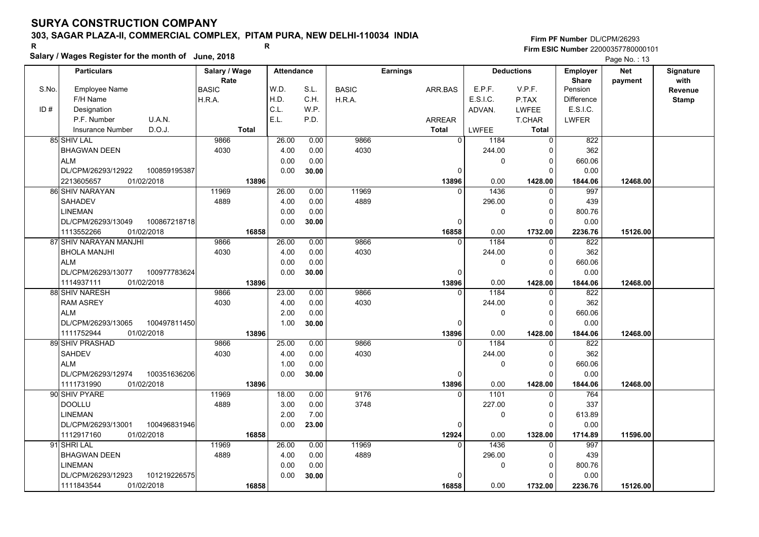# SURYA CONSTRUCTION COMPANY

**303, SAGAR PLAZA-II, COMMERCIAL COMPLEX, PITAM PURA, NEW DELHI-110034 INDIA**

R R

**Salary / Wages Register for the month of June, 2018**

**Firm PF Number** DL/CPM/26293
**Firm ESIC Number** 22000357780000101

| S.No. | Particulars: Employee Name / F/H Name / ID # Designation / P.F. Number U.A.N. / Insurance Number D.O.J. | Salary / Wage Rate: BASIC / H.R.A. / Total | Attendance: W.D. / H.D. / C.L. / E.L. | Attendance: S.L. / C.H. / W.P. / P.D. | Earnings: BASIC / H.R.A. | Earnings: ARR.BAS / ARREAR / Total | Deductions: E.P.F. / E.S.I.C. / ADVAN. / LWFEE | Deductions: V.P.F. / P.TAX / LWFEE / T.CHAR / Total | Employer Share: Pension / Difference / E.S.I.C. / LWFER | Net payment | Signature with Revenue Stamp |
|---|---|---|---|---|---|---|---|---|---|---|---|
| 85 | SHIV LAL<br>BHAGWAN DEEN<br>ALM<br>DL/CPM/26293/12922 100859195387<br>2213605657 01/02/2018 | 9866<br>4030<br>13896 | 26.00<br>4.00<br>0.00<br>0.00 | 0.00<br>0.00<br>0.00<br>30.00 | 9866<br>4030 | 0<br>0<br>13896 | 1184<br>244.00<br>0<br>0.00 | 0<br>0<br>0<br>0<br>1428.00 | 822<br>362<br>660.06<br>0.00<br>1844.06 | 12468.00 | |
| 86 | SHIV NARAYAN<br>SAHADEV<br>LINEMAN<br>DL/CPM/26293/13049 100867218718<br>1113552266 01/02/2018 | 11969<br>4889<br>16858 | 26.00<br>4.00<br>0.00<br>0.00 | 0.00<br>0.00<br>0.00<br>30.00 | 11969<br>4889 | 0<br>0<br>16858 | 1436<br>296.00<br>0<br>0.00 | 0<br>0<br>0<br>0<br>1732.00 | 997<br>439<br>800.76<br>0.00<br>2236.76 | 15126.00 | |
| 87 | SHIV NARAYAN MANJHI<br>BHOLA MANJHI<br>ALM<br>DL/CPM/26293/13077 100977783624<br>1114937111 01/02/2018 | 9866<br>4030<br>13896 | 26.00<br>4.00<br>0.00<br>0.00 | 0.00<br>0.00<br>0.00<br>30.00 | 9866<br>4030 | 0<br>0<br>13896 | 1184<br>244.00<br>0<br>0.00 | 0<br>0<br>0<br>0<br>1428.00 | 822<br>362<br>660.06<br>0.00<br>1844.06 | 12468.00 | |
| 88 | SHIV NARESH<br>RAM ASREY<br>ALM<br>DL/CPM/26293/13065 100497811450<br>1111752944 01/02/2018 | 9866<br>4030<br>13896 | 23.00<br>4.00<br>2.00<br>1.00 | 0.00<br>0.00<br>0.00<br>30.00 | 9866<br>4030 | 0<br>0<br>13896 | 1184<br>244.00<br>0<br>0.00 | 0<br>0<br>0<br>0<br>1428.00 | 822<br>362<br>660.06<br>0.00<br>1844.06 | 12468.00 | |
| 89 | SHIV PRASHAD<br>SAHDEV<br>ALM<br>DL/CPM/26293/12974 100351636206<br>1111731990 01/02/2018 | 9866<br>4030<br>13896 | 25.00<br>4.00<br>1.00<br>0.00 | 0.00<br>0.00<br>0.00<br>30.00 | 9866<br>4030 | 0<br>0<br>13896 | 1184<br>244.00<br>0<br>0.00 | 0<br>0<br>0<br>0<br>1428.00 | 822<br>362<br>660.06<br>0.00<br>1844.06 | 12468.00 | |
| 90 | SHIV PYARE<br>DOOLLU<br>LINEMAN<br>DL/CPM/26293/13001 100496831946<br>1112917160 01/02/2018 | 11969<br>4889<br>16858 | 18.00<br>3.00<br>2.00<br>0.00 | 0.00<br>0.00<br>7.00<br>23.00 | 9176<br>3748 | 0<br>0<br>12924 | 1101<br>227.00<br>0<br>0.00 | 0<br>0<br>0<br>0<br>1328.00 | 764<br>337<br>613.89<br>0.00<br>1714.89 | 11596.00 | |
| 91 | SHRI LAL<br>BHAGWAN DEEN<br>LINEMAN<br>DL/CPM/26293/12923 101219226575<br>1111843544 01/02/2018 | 11969<br>4889<br>16858 | 26.00<br>4.00<br>0.00<br>0.00 | 0.00<br>0.00<br>0.00<br>30.00 | 11969<br>4889 | 0<br>0<br>16858 | 1436<br>296.00<br>0<br>0.00 | 0<br>0<br>0<br>0<br>1732.00 | 997<br>439<br>800.76<br>0.00<br>2236.76 | 15126.00 | |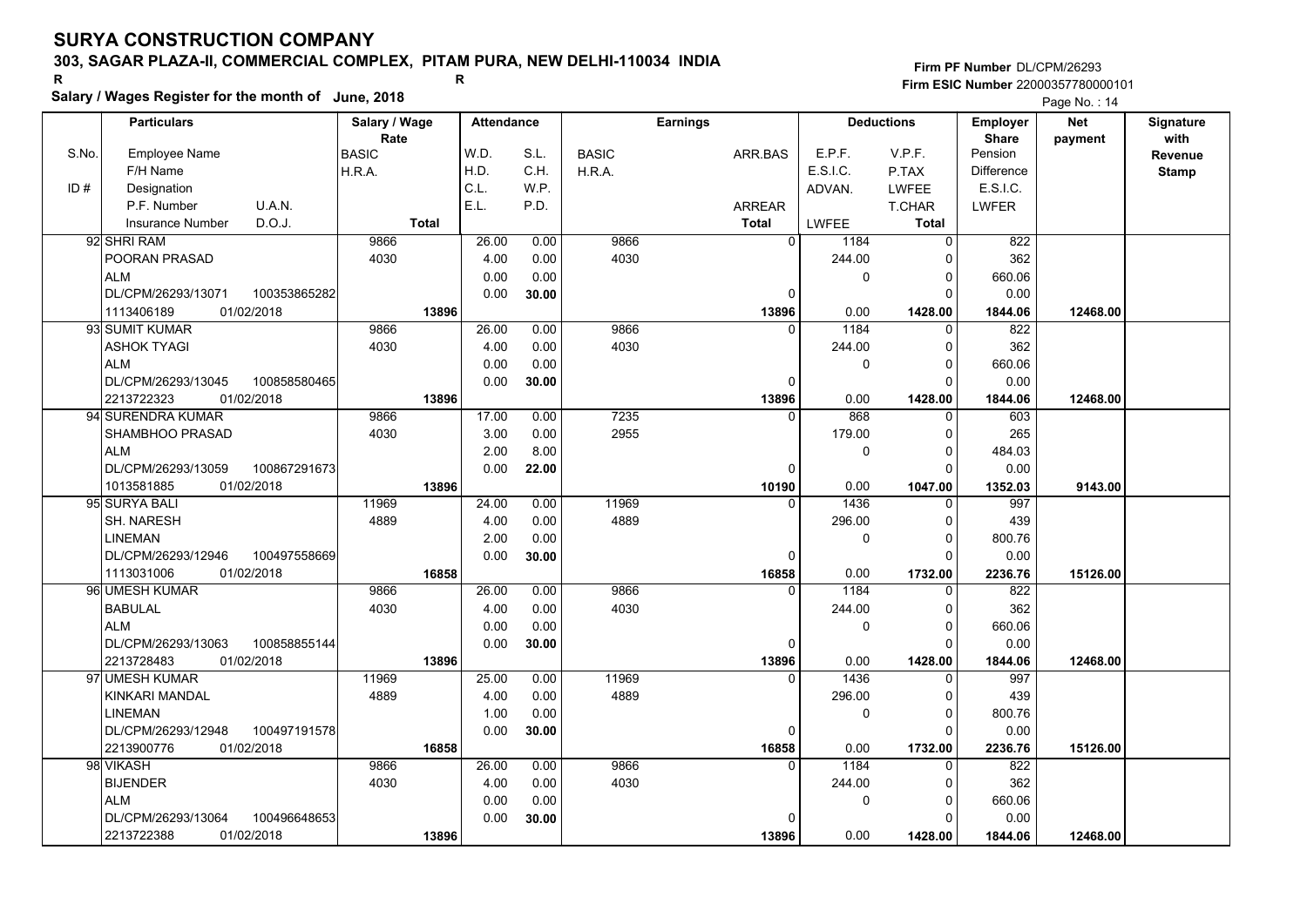# SURYA CONSTRUCTION COMPANY

**303, SAGAR PLAZA-II, COMMERCIAL COMPLEX, PITAM PURA, NEW DELHI-110034 INDIA**

R R

**Salary / Wages Register for the month of June, 2018**

**Firm PF Number** DL/CPM/26293
**Firm ESIC Number** 22000357780000101

| S.No. | Particulars: Employee Name / F/H Name / Designation / P.F. Number, U.A.N. / Insurance Number, D.O.J. | Salary / Wage Rate: BASIC / H.R.A. / Total | Attendance: W.D. / H.D. / C.L. / E.L. | Attendance: S.L. / C.H. / W.P. / P.D. | Earnings: BASIC / H.R.A. | Earnings: ARR.BAS / ARREAR / Total | Deductions: E.P.F. / E.S.I.C. / ADVAN. / LWFEE | Deductions: V.P.F. / P.TAX / LWFEE / T.CHAR / Total | Employer Share: Pension / Difference / E.S.I.C. / LWFER | Net payment | Signature with Revenue Stamp |
|---|---|---|---|---|---|---|---|---|---|---|---|
| 92 | SHRI RAM<br>POORAN PRASAD<br>ALM<br>DL/CPM/26293/13071 100353865282<br>1113406189 01/02/2018 | 9866<br>4030<br>**13896** | 26.00<br>4.00<br>0.00<br>0.00 | 0.00<br>0.00<br>0.00<br>**30.00** | 9866<br>4030 | 0<br><br>0<br>**13896** | 1184<br>244.00<br>0<br>0.00 | 0<br>0<br>0<br>0<br>**1428.00** | 822<br>362<br>660.06<br>0.00<br>**1844.06** | **12468.00** | |
| 93 | SUMIT KUMAR<br>ASHOK TYAGI<br>ALM<br>DL/CPM/26293/13045 100858580465<br>2213722323 01/02/2018 | 9866<br>4030<br>**13896** | 26.00<br>4.00<br>0.00<br>0.00 | 0.00<br>0.00<br>0.00<br>**30.00** | 9866<br>4030 | 0<br><br>0<br>**13896** | 1184<br>244.00<br>0<br>0.00 | 0<br>0<br>0<br>0<br>**1428.00** | 822<br>362<br>660.06<br>0.00<br>**1844.06** | **12468.00** | |
| 94 | SURENDRA KUMAR<br>SHAMBHOO PRASAD<br>ALM<br>DL/CPM/26293/13059 100867291673<br>1013581885 01/02/2018 | 9866<br>4030<br>**13896** | 17.00<br>3.00<br>2.00<br>0.00 | 0.00<br>0.00<br>8.00<br>**22.00** | 7235<br>2955 | 0<br><br>0<br>**10190** | 868<br>179.00<br>0<br>0.00 | 0<br>0<br>0<br>0<br>**1047.00** | 603<br>265<br>484.03<br>0.00<br>**1352.03** | **9143.00** | |
| 95 | SURYA BALI<br>SH. NARESH<br>LINEMAN<br>DL/CPM/26293/12946 100497558669<br>1113031006 01/02/2018 | 11969<br>4889<br>**16858** | 24.00<br>4.00<br>2.00<br>0.00 | 0.00<br>0.00<br>0.00<br>**30.00** | 11969<br>4889 | 0<br><br>0<br>**16858** | 1436<br>296.00<br>0<br>0.00 | 0<br>0<br>0<br>0<br>**1732.00** | 997<br>439<br>800.76<br>0.00<br>**2236.76** | **15126.00** | |
| 96 | UMESH KUMAR<br>BABULAL<br>ALM<br>DL/CPM/26293/13063 100858855144<br>2213728483 01/02/2018 | 9866<br>4030<br>**13896** | 26.00<br>4.00<br>0.00<br>0.00 | 0.00<br>0.00<br>0.00<br>**30.00** | 9866<br>4030 | 0<br><br>0<br>**13896** | 1184<br>244.00<br>0<br>0.00 | 0<br>0<br>0<br>0<br>**1428.00** | 822<br>362<br>660.06<br>0.00<br>**1844.06** | **12468.00** | |
| 97 | UMESH KUMAR<br>KINKARI MANDAL<br>LINEMAN<br>DL/CPM/26293/12948 100497191578<br>2213900776 01/02/2018 | 11969<br>4889<br>**16858** | 25.00<br>4.00<br>1.00<br>0.00 | 0.00<br>0.00<br>0.00<br>**30.00** | 11969<br>4889 | 0<br><br>0<br>**16858** | 1436<br>296.00<br>0<br>0.00 | 0<br>0<br>0<br>0<br>**1732.00** | 997<br>439<br>800.76<br>0.00<br>**2236.76** | **15126.00** | |
| 98 | VIKASH<br>BIJENDER<br>ALM<br>DL/CPM/26293/13064 100496648653<br>2213722388 01/02/2018 | 9866<br>4030<br>**13896** | 26.00<br>4.00<br>0.00<br>0.00 | 0.00<br>0.00<br>0.00<br>**30.00** | 9866<br>4030 | 0<br><br>0<br>**13896** | 1184<br>244.00<br>0<br>0.00 | 0<br>0<br>0<br>0<br>**1428.00** | 822<br>362<br>660.06<br>0.00<br>**1844.06** | **12468.00** | |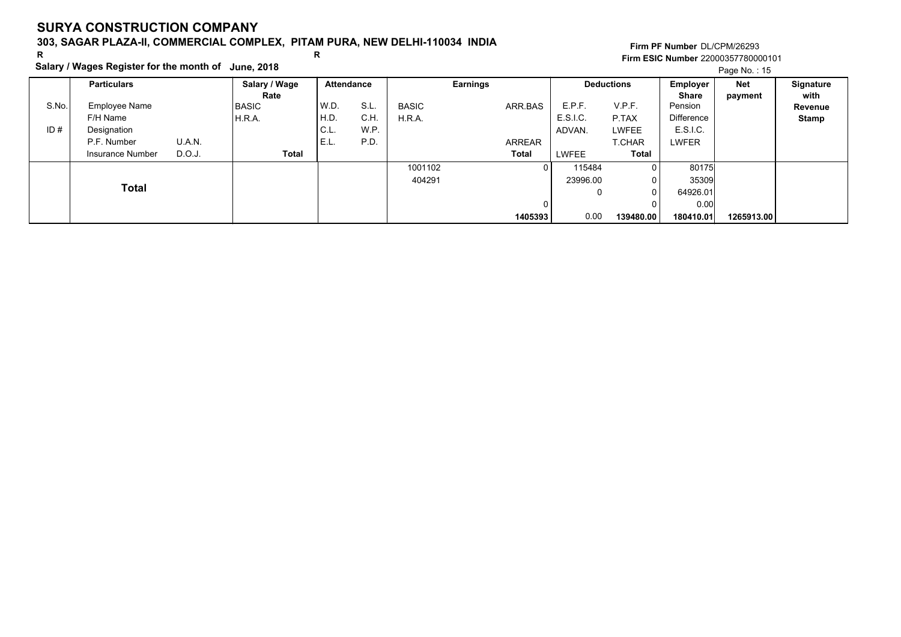# SURYA CONSTRUCTION COMPANY

**303, SAGAR PLAZA-II, COMMERCIAL COMPLEX, PITAM PURA, NEW DELHI-110034 INDIA**

**R** **R**

**Salary / Wages Register for the month of June, 2018**

**Firm PF Number** DL/CPM/26293
**Firm ESIC Number** 22000357780000101

| S.No. / ID # | Particulars: Employee Name / F/H Name / Designation / P.F. Number, U.A.N. / Insurance Number, D.O.J. | Salary / Wage Rate: BASIC / H.R.A. / Total | Attendance: W.D., S.L. / H.D., C.H. / C.L., W.P. / E.L., P.D. | Earnings: BASIC / H.R.A. | Earnings: ARR.BAS / ARREAR / Total | Deductions: E.P.F. / E.S.I.C. / ADVAN. / LWFEE | Deductions: V.P.F. / P.TAX / LWFEE / T.CHAR / Total | Employer Share: Pension / Difference / E.S.I.C. / LWFER | Net payment | Signature with Revenue Stamp |
|---|---|---|---|---|---|---|---|---|---|---|
| | **Total** | | | 1001102 | 0 | 115484 | 0 | 80175 | | |
| | | | | 404291 | | 23996.00 | 0 | 35309 | | |
| | | | | | | 0 | 0 | 64926.01 | | |
| | | | | | 0 | | 0 | 0.00 | | |
| | | | | | **1405393** | 0.00 | **139480.00** | **180410.01** | **1265913.00** | |